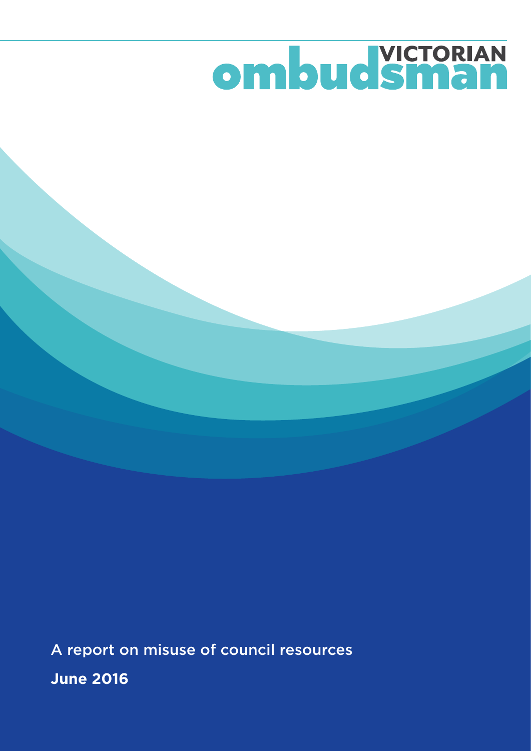# VICTORIAN ombudsman

A report on misuse of council resources

**June 2016**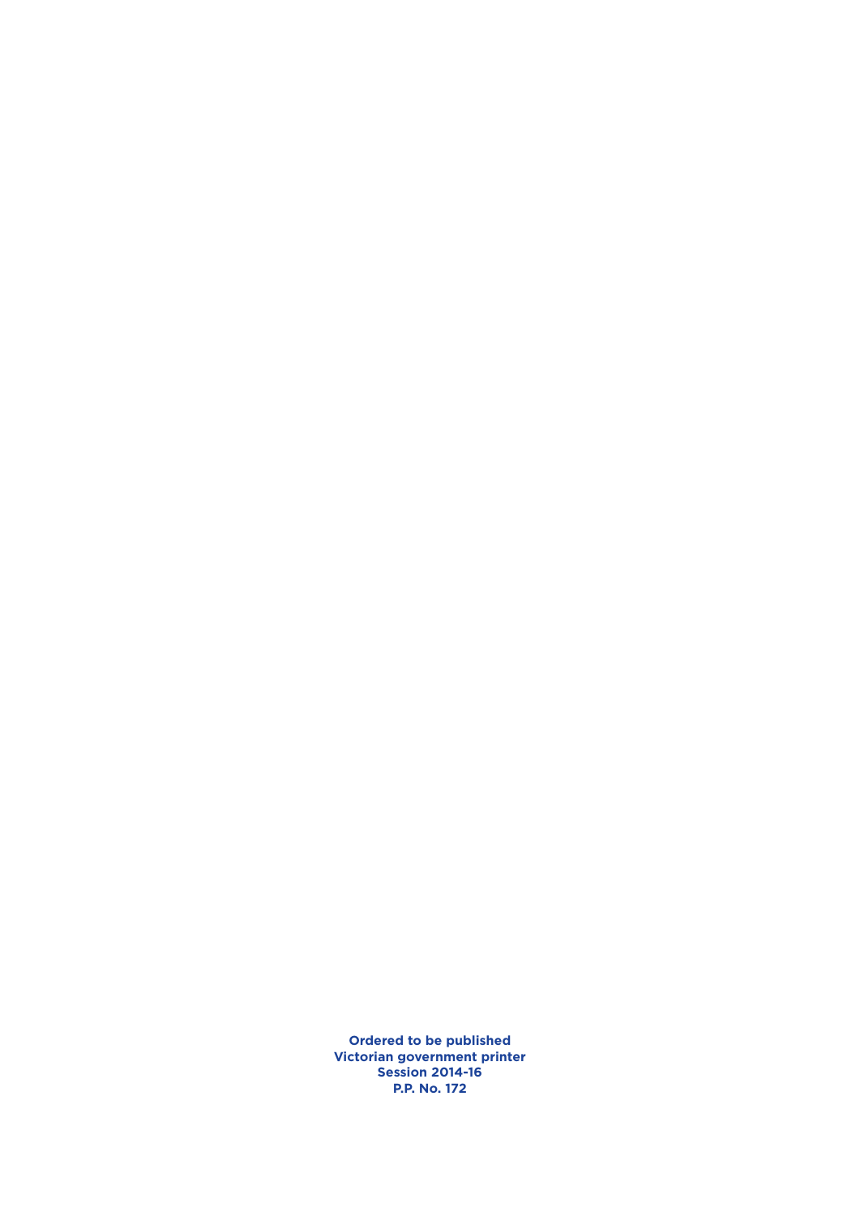**Ordered to be published**
**Victorian government printer**
**Session 2014-16**
**P.P. No. 172**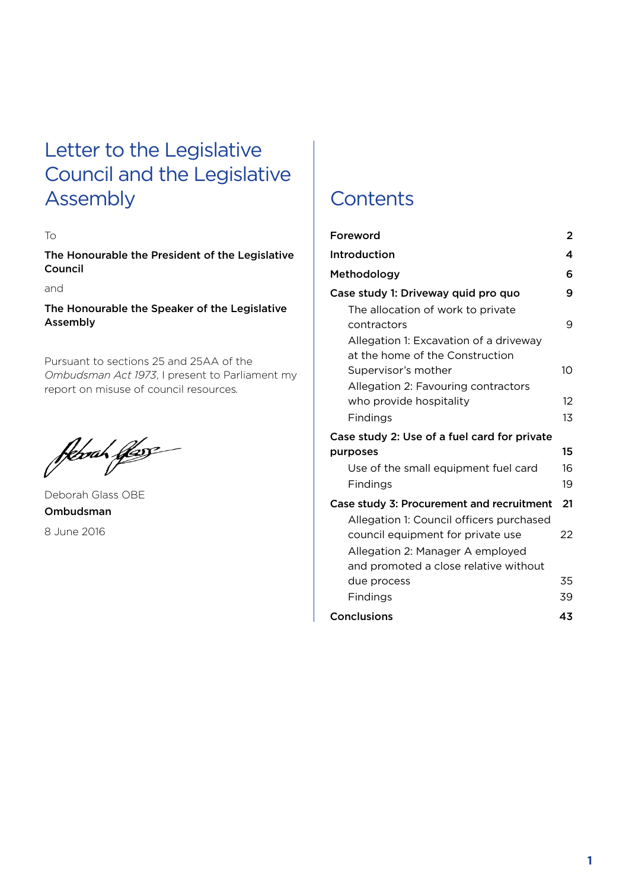# Letter to the Legislative Council and the Legislative Assembly

To

**The Honourable the President of the Legislative Council**

and

**The Honourable the Speaker of the Legislative Assembly**

Pursuant to sections 25 and 25AA of the *Ombudsman Act 1973*, I present to Parliament my report on misuse of council resources.

Deborah Glass OBE

**Ombudsman**

8 June 2016

# Contents

| | |
|---|---|
| **Foreword** | **2** |
| **Introduction** | **4** |
| **Methodology** | **6** |
| **Case study 1: Driveway quid pro quo** | **9** |
| The allocation of work to private contractors | 9 |
| Allegation 1: Excavation of a driveway at the home of the Construction Supervisor's mother | 10 |
| Allegation 2: Favouring contractors who provide hospitality | 12 |
| Findings | 13 |
| **Case study 2: Use of a fuel card for private purposes** | **15** |
| Use of the small equipment fuel card | 16 |
| Findings | 19 |
| **Case study 3: Procurement and recruitment** | **21** |
| Allegation 1: Council officers purchased council equipment for private use | 22 |
| Allegation 2: Manager A employed and promoted a close relative without due process | 35 |
| Findings | 39 |
| **Conclusions** | **43** |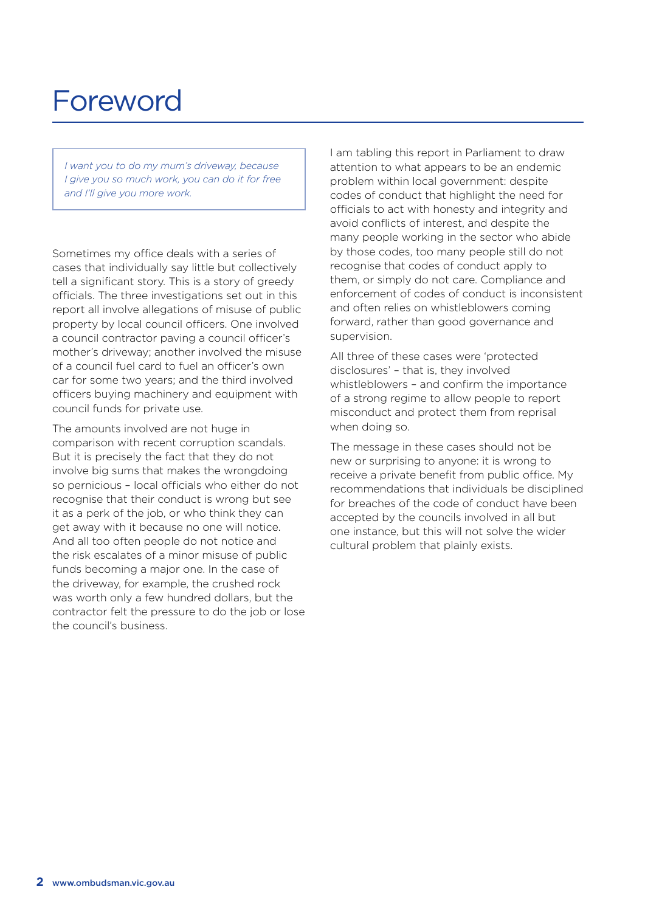# Foreword

> *I want you to do my mum's driveway, because I give you so much work, you can do it for free and I'll give you more work.*

Sometimes my office deals with a series of cases that individually say little but collectively tell a significant story. This is a story of greedy officials. The three investigations set out in this report all involve allegations of misuse of public property by local council officers. One involved a council contractor paving a council officer's mother's driveway; another involved the misuse of a council fuel card to fuel an officer's own car for some two years; and the third involved officers buying machinery and equipment with council funds for private use.

The amounts involved are not huge in comparison with recent corruption scandals. But it is precisely the fact that they do not involve big sums that makes the wrongdoing so pernicious – local officials who either do not recognise that their conduct is wrong but see it as a perk of the job, or who think they can get away with it because no one will notice. And all too often people do not notice and the risk escalates of a minor misuse of public funds becoming a major one. In the case of the driveway, for example, the crushed rock was worth only a few hundred dollars, but the contractor felt the pressure to do the job or lose the council's business.

I am tabling this report in Parliament to draw attention to what appears to be an endemic problem within local government: despite codes of conduct that highlight the need for officials to act with honesty and integrity and avoid conflicts of interest, and despite the many people working in the sector who abide by those codes, too many people still do not recognise that codes of conduct apply to them, or simply do not care. Compliance and enforcement of codes of conduct is inconsistent and often relies on whistleblowers coming forward, rather than good governance and supervision.

All three of these cases were 'protected disclosures' – that is, they involved whistleblowers – and confirm the importance of a strong regime to allow people to report misconduct and protect them from reprisal when doing so.

The message in these cases should not be new or surprising to anyone: it is wrong to receive a private benefit from public office. My recommendations that individuals be disciplined for breaches of the code of conduct have been accepted by the councils involved in all but one instance, but this will not solve the wider cultural problem that plainly exists.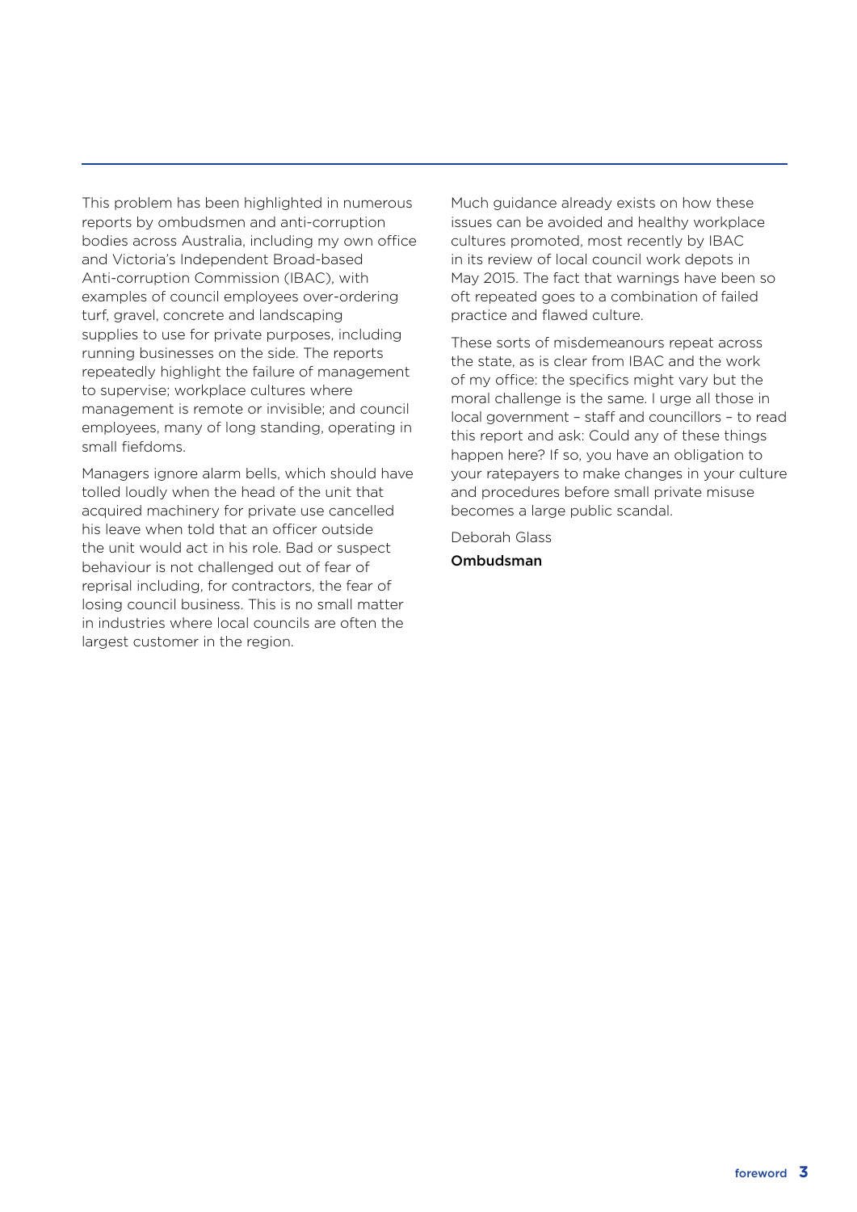This problem has been highlighted in numerous reports by ombudsmen and anti-corruption bodies across Australia, including my own office and Victoria's Independent Broad-based Anti-corruption Commission (IBAC), with examples of council employees over-ordering turf, gravel, concrete and landscaping supplies to use for private purposes, including running businesses on the side. The reports repeatedly highlight the failure of management to supervise; workplace cultures where management is remote or invisible; and council employees, many of long standing, operating in small fiefdoms.

Managers ignore alarm bells, which should have tolled loudly when the head of the unit that acquired machinery for private use cancelled his leave when told that an officer outside the unit would act in his role. Bad or suspect behaviour is not challenged out of fear of reprisal including, for contractors, the fear of losing council business. This is no small matter in industries where local councils are often the largest customer in the region.

Much guidance already exists on how these issues can be avoided and healthy workplace cultures promoted, most recently by IBAC in its review of local council work depots in May 2015. The fact that warnings have been so oft repeated goes to a combination of failed practice and flawed culture.

These sorts of misdemeanours repeat across the state, as is clear from IBAC and the work of my office: the specifics might vary but the moral challenge is the same. I urge all those in local government – staff and councillors – to read this report and ask: Could any of these things happen here? If so, you have an obligation to your ratepayers to make changes in your culture and procedures before small private misuse becomes a large public scandal.

Deborah Glass

**Ombudsman**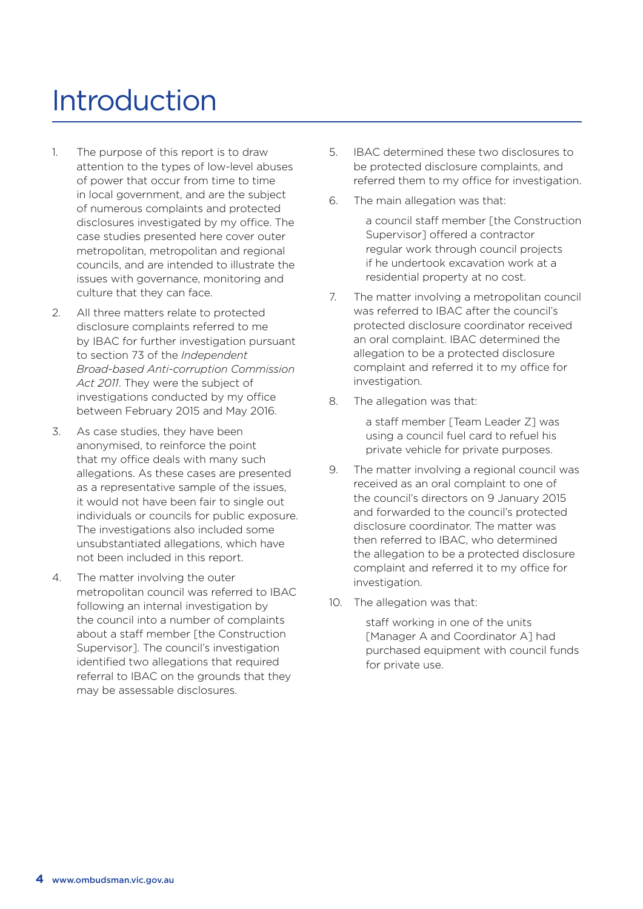# Introduction

1. The purpose of this report is to draw attention to the types of low-level abuses of power that occur from time to time in local government, and are the subject of numerous complaints and protected disclosures investigated by my office. The case studies presented here cover outer metropolitan, metropolitan and regional councils, and are intended to illustrate the issues with governance, monitoring and culture that they can face.

2. All three matters relate to protected disclosure complaints referred to me by IBAC for further investigation pursuant to section 73 of the *Independent Broad-based Anti-corruption Commission Act 2011*. They were the subject of investigations conducted by my office between February 2015 and May 2016.

3. As case studies, they have been anonymised, to reinforce the point that my office deals with many such allegations. As these cases are presented as a representative sample of the issues, it would not have been fair to single out individuals or councils for public exposure. The investigations also included some unsubstantiated allegations, which have not been included in this report.

4. The matter involving the outer metropolitan council was referred to IBAC following an internal investigation by the council into a number of complaints about a staff member [the Construction Supervisor]. The council's investigation identified two allegations that required referral to IBAC on the grounds that they may be assessable disclosures.

5. IBAC determined these two disclosures to be protected disclosure complaints, and referred them to my office for investigation.

6. The main allegation was that:

   > a council staff member [the Construction Supervisor] offered a contractor regular work through council projects if he undertook excavation work at a residential property at no cost.

7. The matter involving a metropolitan council was referred to IBAC after the council's protected disclosure coordinator received an oral complaint. IBAC determined the allegation to be a protected disclosure complaint and referred it to my office for investigation.

8. The allegation was that:

   > a staff member [Team Leader Z] was using a council fuel card to refuel his private vehicle for private purposes.

9. The matter involving a regional council was received as an oral complaint to one of the council's directors on 9 January 2015 and forwarded to the council's protected disclosure coordinator. The matter was then referred to IBAC, who determined the allegation to be a protected disclosure complaint and referred it to my office for investigation.

10. The allegation was that:

    > staff working in one of the units [Manager A and Coordinator A] had purchased equipment with council funds for private use.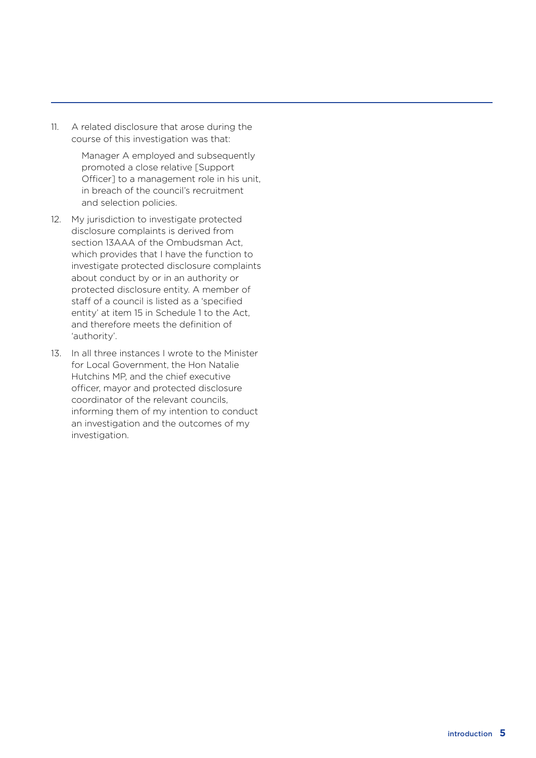11. A related disclosure that arose during the course of this investigation was that:

    Manager A employed and subsequently promoted a close relative [Support Officer] to a management role in his unit, in breach of the council's recruitment and selection policies.

12. My jurisdiction to investigate protected disclosure complaints is derived from section 13AAA of the Ombudsman Act, which provides that I have the function to investigate protected disclosure complaints about conduct by or in an authority or protected disclosure entity. A member of staff of a council is listed as a 'specified entity' at item 15 in Schedule 1 to the Act, and therefore meets the definition of 'authority'.

13. In all three instances I wrote to the Minister for Local Government, the Hon Natalie Hutchins MP, and the chief executive officer, mayor and protected disclosure coordinator of the relevant councils, informing them of my intention to conduct an investigation and the outcomes of my investigation.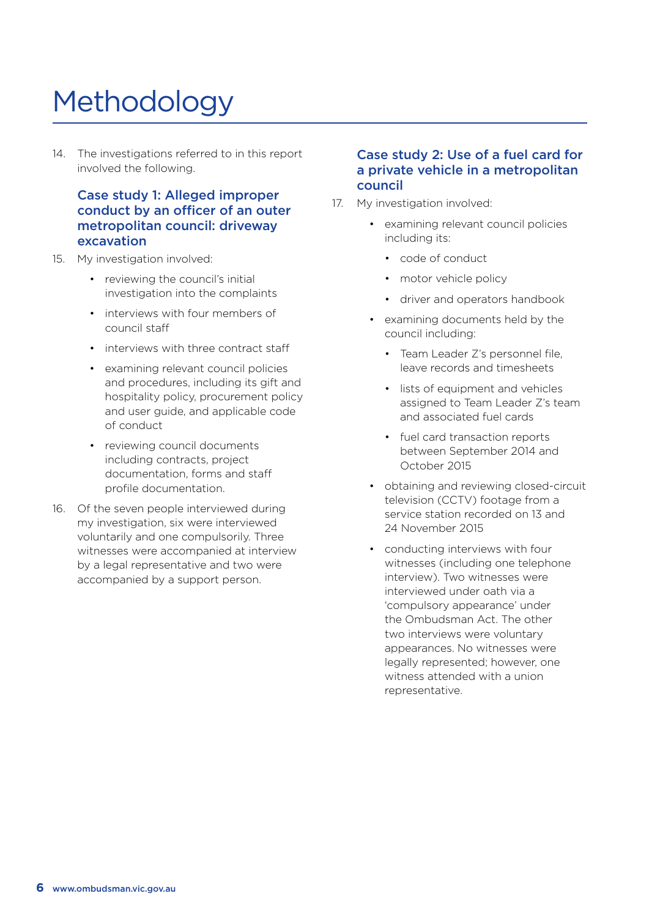# Methodology

14. The investigations referred to in this report involved the following.

## Case study 1: Alleged improper conduct by an officer of an outer metropolitan council: driveway excavation

15. My investigation involved:

    - reviewing the council's initial investigation into the complaints
    - interviews with four members of council staff
    - interviews with three contract staff
    - examining relevant council policies and procedures, including its gift and hospitality policy, procurement policy and user guide, and applicable code of conduct
    - reviewing council documents including contracts, project documentation, forms and staff profile documentation.

16. Of the seven people interviewed during my investigation, six were interviewed voluntarily and one compulsorily. Three witnesses were accompanied at interview by a legal representative and two were accompanied by a support person.

## Case study 2: Use of a fuel card for a private vehicle in a metropolitan council

17. My investigation involved:

    - examining relevant council policies including its:
        - code of conduct
        - motor vehicle policy
        - driver and operators handbook
    - examining documents held by the council including:
        - Team Leader Z's personnel file, leave records and timesheets
        - lists of equipment and vehicles assigned to Team Leader Z's team and associated fuel cards
        - fuel card transaction reports between September 2014 and October 2015
    - obtaining and reviewing closed-circuit television (CCTV) footage from a service station recorded on 13 and 24 November 2015
    - conducting interviews with four witnesses (including one telephone interview). Two witnesses were interviewed under oath via a 'compulsory appearance' under the Ombudsman Act. The other two interviews were voluntary appearances. No witnesses were legally represented; however, one witness attended with a union representative.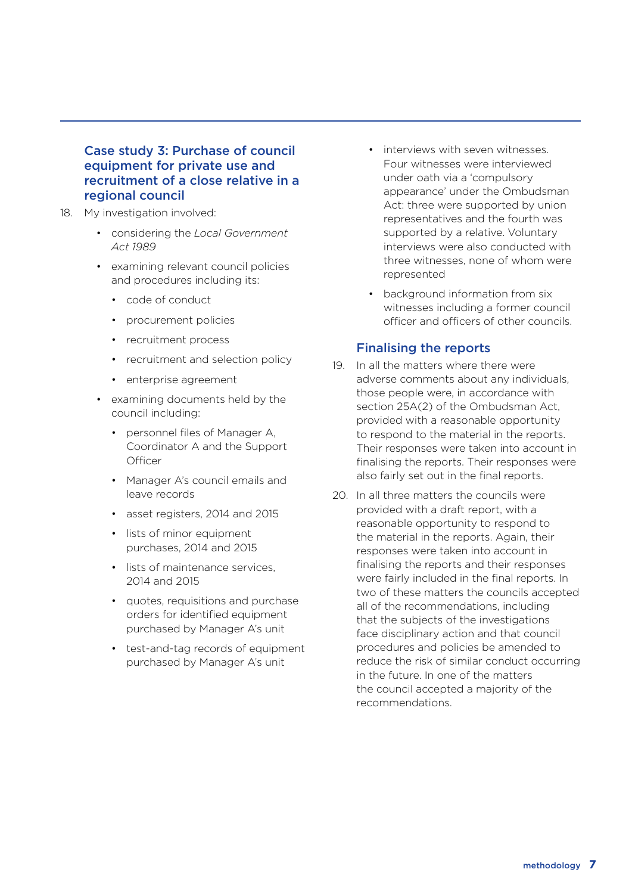### Case study 3: Purchase of council equipment for private use and recruitment of a close relative in a regional council

18. My investigation involved:
    - considering the *Local Government Act 1989*
    - examining relevant council policies and procedures including its:
        - code of conduct
        - procurement policies
        - recruitment process
        - recruitment and selection policy
        - enterprise agreement
    - examining documents held by the council including:
        - personnel files of Manager A, Coordinator A and the Support Officer
        - Manager A's council emails and leave records
        - asset registers, 2014 and 2015
        - lists of minor equipment purchases, 2014 and 2015
        - lists of maintenance services, 2014 and 2015
        - quotes, requisitions and purchase orders for identified equipment purchased by Manager A's unit
        - test-and-tag records of equipment purchased by Manager A's unit
    - interviews with seven witnesses. Four witnesses were interviewed under oath via a 'compulsory appearance' under the Ombudsman Act: three were supported by union representatives and the fourth was supported by a relative. Voluntary interviews were also conducted with three witnesses, none of whom were represented
    - background information from six witnesses including a former council officer and officers of other councils.

### Finalising the reports

19. In all the matters where there were adverse comments about any individuals, those people were, in accordance with section 25A(2) of the Ombudsman Act, provided with a reasonable opportunity to respond to the material in the reports. Their responses were taken into account in finalising the reports. Their responses were also fairly set out in the final reports.

20. In all three matters the councils were provided with a draft report, with a reasonable opportunity to respond to the material in the reports. Again, their responses were taken into account in finalising the reports and their responses were fairly included in the final reports. In two of these matters the councils accepted all of the recommendations, including that the subjects of the investigations face disciplinary action and that council procedures and policies be amended to reduce the risk of similar conduct occurring in the future. In one of the matters the council accepted a majority of the recommendations.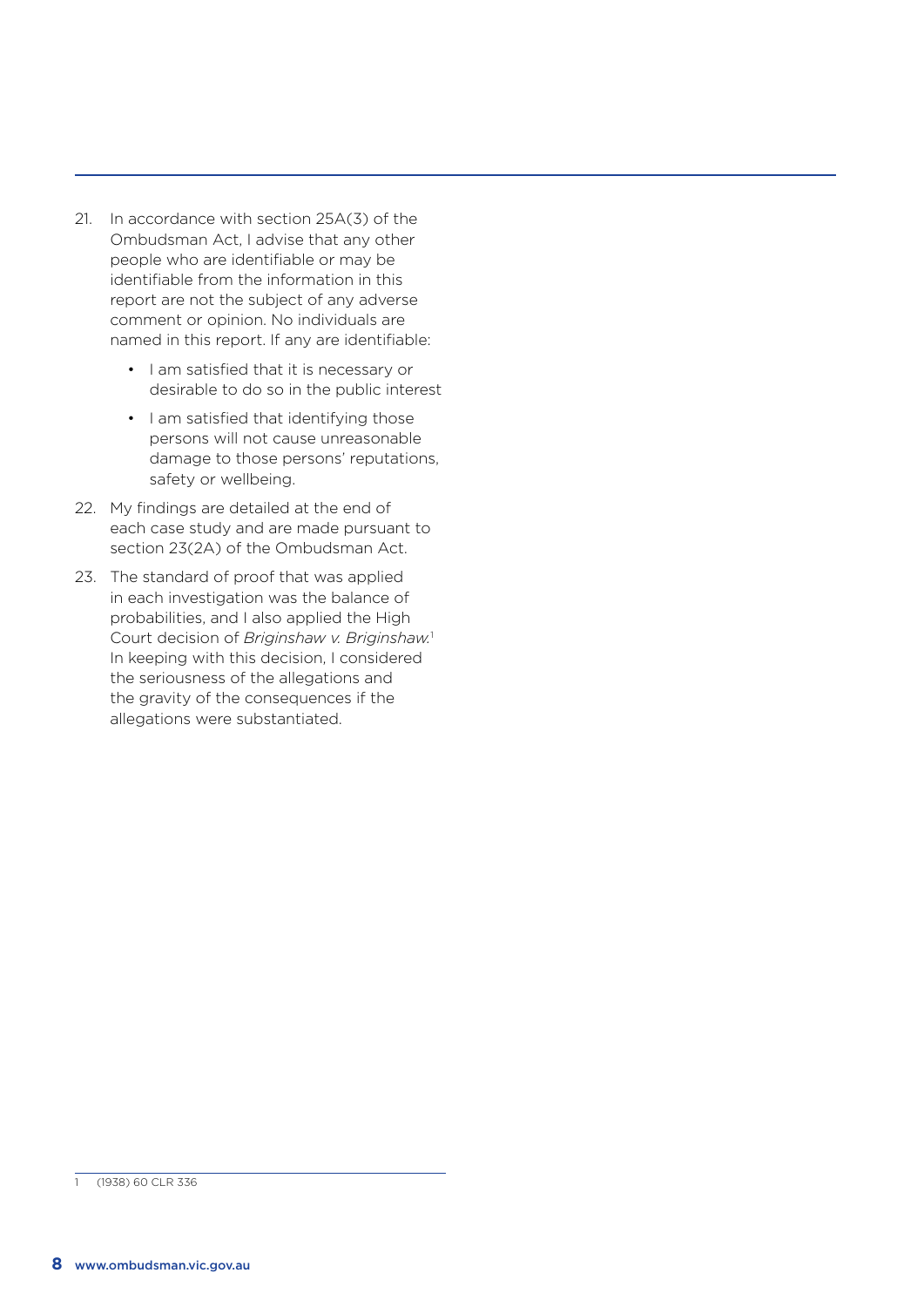21. In accordance with section 25A(3) of the Ombudsman Act, I advise that any other people who are identifiable or may be identifiable from the information in this report are not the subject of any adverse comment or opinion. No individuals are named in this report. If any are identifiable:
    - I am satisfied that it is necessary or desirable to do so in the public interest
    - I am satisfied that identifying those persons will not cause unreasonable damage to those persons' reputations, safety or wellbeing.
22. My findings are detailed at the end of each case study and are made pursuant to section 23(2A) of the Ombudsman Act.
23. The standard of proof that was applied in each investigation was the balance of probabilities, and I also applied the High Court decision of *Briginshaw v. Briginshaw*.[1] In keeping with this decision, I considered the seriousness of the allegations and the gravity of the consequences if the allegations were substantiated.

---

[1] (1938) 60 CLR 336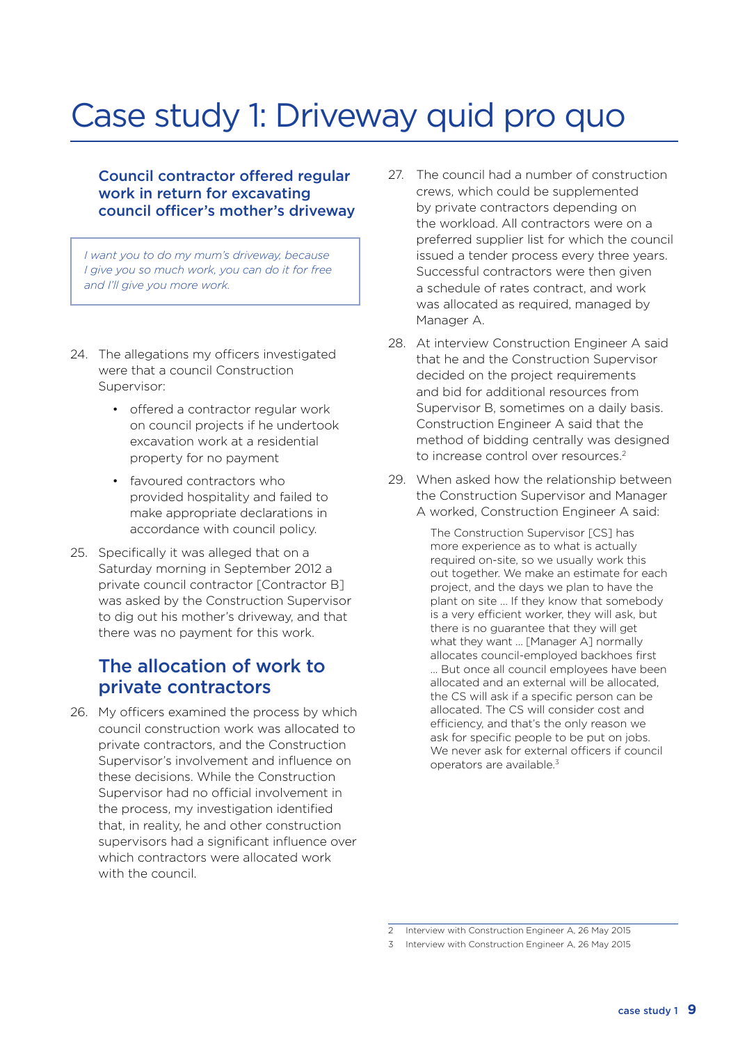# Case study 1: Driveway quid pro quo

### Council contractor offered regular work in return for excavating council officer's mother's driveway

> *I want you to do my mum's driveway, because I give you so much work, you can do it for free and I'll give you more work.*

24. The allegations my officers investigated were that a council Construction Supervisor:

    - offered a contractor regular work on council projects if he undertook excavation work at a residential property for no payment
    - favoured contractors who provided hospitality and failed to make appropriate declarations in accordance with council policy.

25. Specifically it was alleged that on a Saturday morning in September 2012 a private council contractor [Contractor B] was asked by the Construction Supervisor to dig out his mother's driveway, and that there was no payment for this work.

## The allocation of work to private contractors

26. My officers examined the process by which council construction work was allocated to private contractors, and the Construction Supervisor's involvement and influence on these decisions. While the Construction Supervisor had no official involvement in the process, my investigation identified that, in reality, he and other construction supervisors had a significant influence over which contractors were allocated work with the council.

27. The council had a number of construction crews, which could be supplemented by private contractors depending on the workload. All contractors were on a preferred supplier list for which the council issued a tender process every three years. Successful contractors were then given a schedule of rates contract, and work was allocated as required, managed by Manager A.

28. At interview Construction Engineer A said that he and the Construction Supervisor decided on the project requirements and bid for additional resources from Supervisor B, sometimes on a daily basis. Construction Engineer A said that the method of bidding centrally was designed to increase control over resources.[2]

29. When asked how the relationship between the Construction Supervisor and Manager A worked, Construction Engineer A said:

    > The Construction Supervisor [CS] has more experience as to what is actually required on-site, so we usually work this out together. We make an estimate for each project, and the days we plan to have the plant on site … If they know that somebody is a very efficient worker, they will ask, but there is no guarantee that they will get what they want … [Manager A] normally allocates council-employed backhoes first … But once all council employees have been allocated and an external will be allocated, the CS will ask if a specific person can be allocated. The CS will consider cost and efficiency, and that's the only reason we ask for specific people to be put on jobs. We never ask for external officers if council operators are available.[3]

---

2 Interview with Construction Engineer A, 26 May 2015

3 Interview with Construction Engineer A, 26 May 2015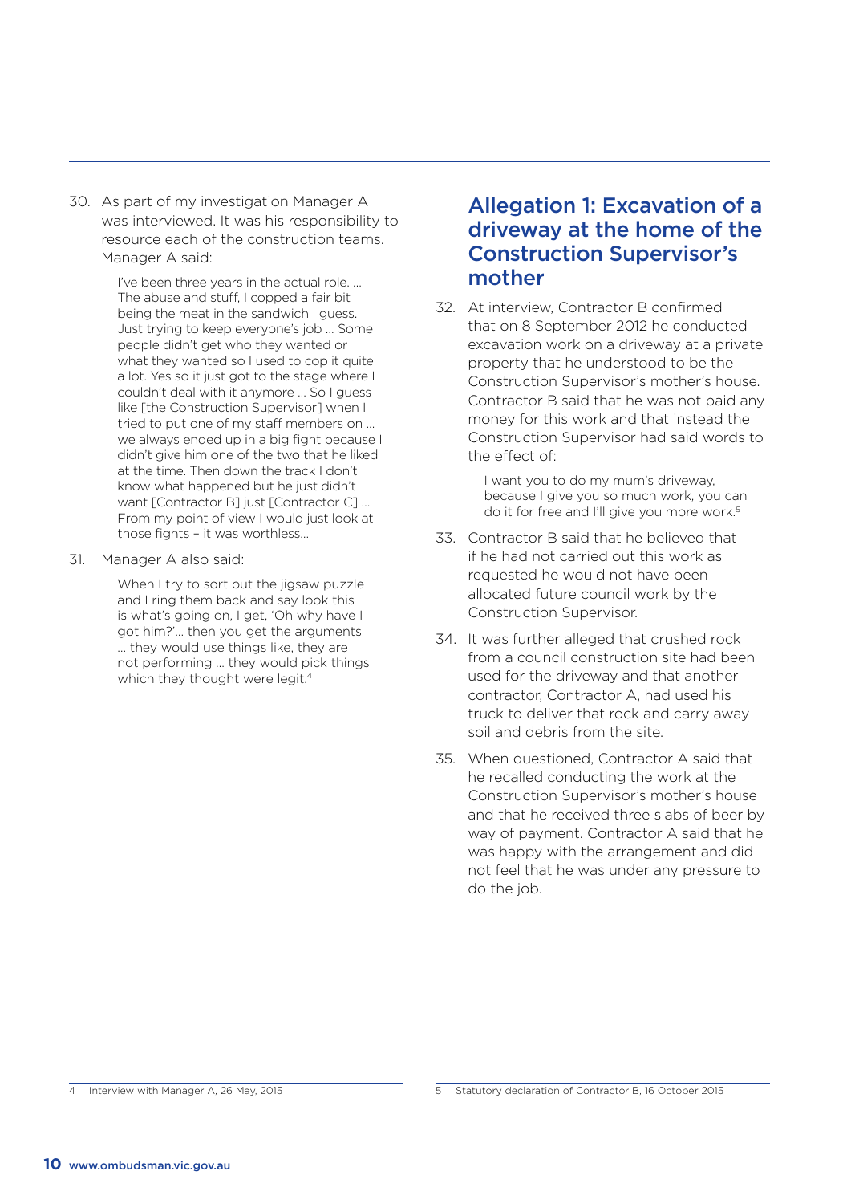30. As part of my investigation Manager A was interviewed. It was his responsibility to resource each of the construction teams. Manager A said:

> I've been three years in the actual role. … The abuse and stuff, I copped a fair bit being the meat in the sandwich I guess. Just trying to keep everyone's job … Some people didn't get who they wanted or what they wanted so I used to cop it quite a lot. Yes so it just got to the stage where I couldn't deal with it anymore … So I guess like [the Construction Supervisor] when I tried to put one of my staff members on … we always ended up in a big fight because I didn't give him one of the two that he liked at the time. Then down the track I don't know what happened but he just didn't want [Contractor B] just [Contractor C] … From my point of view I would just look at those fights – it was worthless…

31. Manager A also said:

> When I try to sort out the jigsaw puzzle and I ring them back and say look this is what's going on, I get, 'Oh why have I got him?'… then you get the arguments … they would use things like, they are not performing … they would pick things which they thought were legit.[4]

## Allegation 1: Excavation of a driveway at the home of the Construction Supervisor's mother

32. At interview, Contractor B confirmed that on 8 September 2012 he conducted excavation work on a driveway at a private property that he understood to be the Construction Supervisor's mother's house. Contractor B said that he was not paid any money for this work and that instead the Construction Supervisor had said words to the effect of:

> I want you to do my mum's driveway, because I give you so much work, you can do it for free and I'll give you more work.[5]

33. Contractor B said that he believed that if he had not carried out this work as requested he would not have been allocated future council work by the Construction Supervisor.

34. It was further alleged that crushed rock from a council construction site had been used for the driveway and that another contractor, Contractor A, had used his truck to deliver that rock and carry away soil and debris from the site.

35. When questioned, Contractor A said that he recalled conducting the work at the Construction Supervisor's mother's house and that he received three slabs of beer by way of payment. Contractor A said that he was happy with the arrangement and did not feel that he was under any pressure to do the job.

4 Interview with Manager A, 26 May, 2015

5 Statutory declaration of Contractor B, 16 October 2015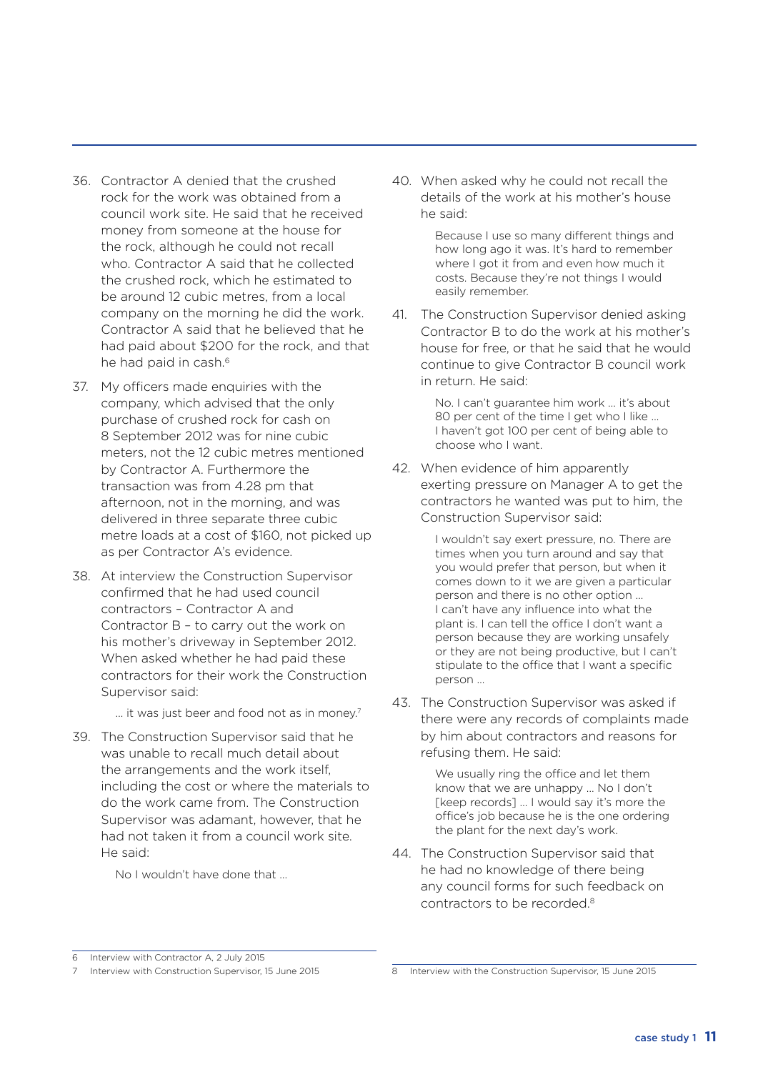36. Contractor A denied that the crushed rock for the work was obtained from a council work site. He said that he received money from someone at the house for the rock, although he could not recall who. Contractor A said that he collected the crushed rock, which he estimated to be around 12 cubic metres, from a local company on the morning he did the work. Contractor A said that he believed that he had paid about $200 for the rock, and that he had paid in cash.[6]

37. My officers made enquiries with the company, which advised that the only purchase of crushed rock for cash on 8 September 2012 was for nine cubic meters, not the 12 cubic metres mentioned by Contractor A. Furthermore the transaction was from 4.28 pm that afternoon, not in the morning, and was delivered in three separate three cubic metre loads at a cost of $160, not picked up as per Contractor A's evidence.

38. At interview the Construction Supervisor confirmed that he had used council contractors – Contractor A and Contractor B – to carry out the work on his mother's driveway in September 2012. When asked whether he had paid these contractors for their work the Construction Supervisor said:

    > … it was just beer and food not as in money.[7]

39. The Construction Supervisor said that he was unable to recall much detail about the arrangements and the work itself, including the cost or where the materials to do the work came from. The Construction Supervisor was adamant, however, that he had not taken it from a council work site. He said:

    > No I wouldn't have done that …

40. When asked why he could not recall the details of the work at his mother's house he said:

    > Because I use so many different things and how long ago it was. It's hard to remember where I got it from and even how much it costs. Because they're not things I would easily remember.

41. The Construction Supervisor denied asking Contractor B to do the work at his mother's house for free, or that he said that he would continue to give Contractor B council work in return. He said:

    > No. I can't guarantee him work … it's about 80 per cent of the time I get who I like … I haven't got 100 per cent of being able to choose who I want.

42. When evidence of him apparently exerting pressure on Manager A to get the contractors he wanted was put to him, the Construction Supervisor said:

    > I wouldn't say exert pressure, no. There are times when you turn around and say that you would prefer that person, but when it comes down to it we are given a particular person and there is no other option … I can't have any influence into what the plant is. I can tell the office I don't want a person because they are working unsafely or they are not being productive, but I can't stipulate to the office that I want a specific person …

43. The Construction Supervisor was asked if there were any records of complaints made by him about contractors and reasons for refusing them. He said:

    > We usually ring the office and let them know that we are unhappy … No I don't [keep records] … I would say it's more the office's job because he is the one ordering the plant for the next day's work.

44. The Construction Supervisor said that he had no knowledge of there being any council forms for such feedback on contractors to be recorded.[8]

---

6 Interview with Contractor A, 2 July 2015

7 Interview with Construction Supervisor, 15 June 2015

8 Interview with the Construction Supervisor, 15 June 2015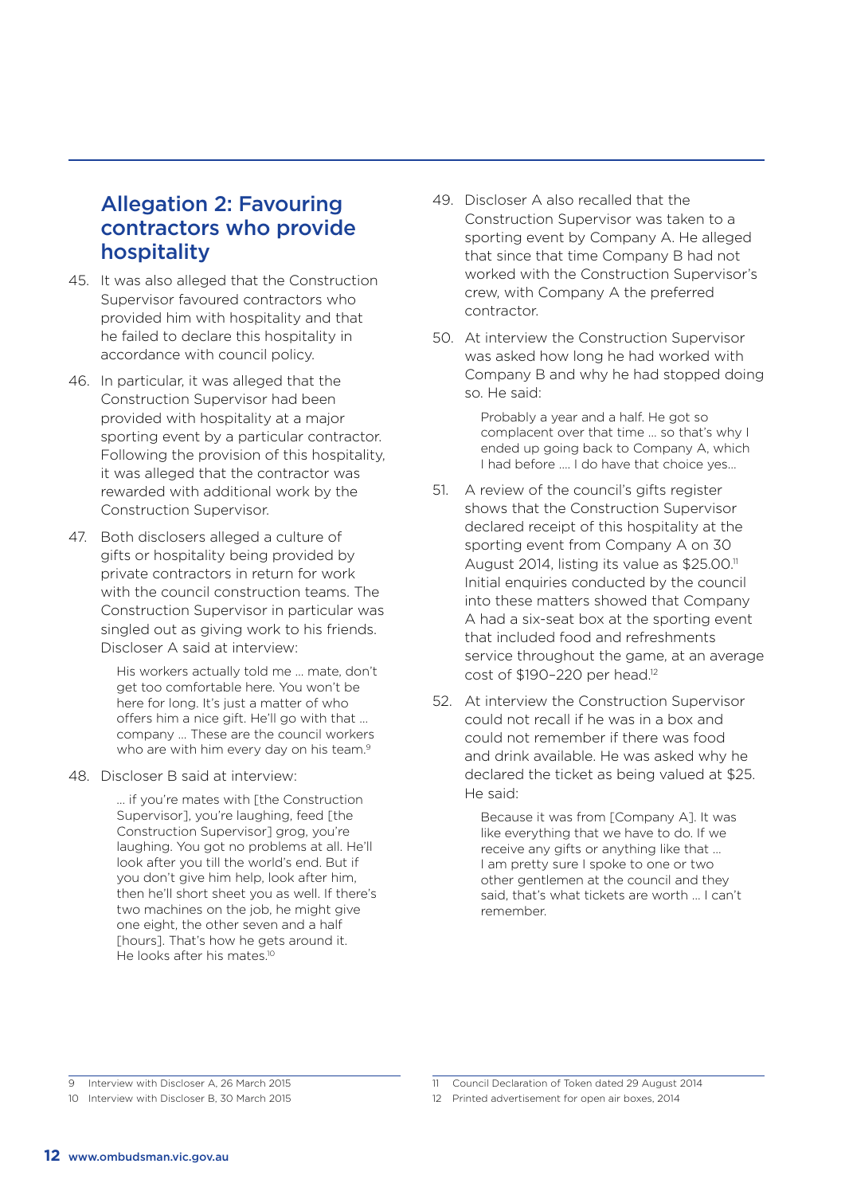## Allegation 2: Favouring contractors who provide hospitality

45. It was also alleged that the Construction Supervisor favoured contractors who provided him with hospitality and that he failed to declare this hospitality in accordance with council policy.

46. In particular, it was alleged that the Construction Supervisor had been provided with hospitality at a major sporting event by a particular contractor. Following the provision of this hospitality, it was alleged that the contractor was rewarded with additional work by the Construction Supervisor.

47. Both disclosers alleged a culture of gifts or hospitality being provided by private contractors in return for work with the council construction teams. The Construction Supervisor in particular was singled out as giving work to his friends. Discloser A said at interview:

> His workers actually told me … mate, don't get too comfortable here. You won't be here for long. It's just a matter of who offers him a nice gift. He'll go with that … company … These are the council workers who are with him every day on his team.[9]

48. Discloser B said at interview:

> … if you're mates with [the Construction Supervisor], you're laughing, feed [the Construction Supervisor] grog, you're laughing. You got no problems at all. He'll look after you till the world's end. But if you don't give him help, look after him, then he'll short sheet you as well. If there's two machines on the job, he might give one eight, the other seven and a half [hours]. That's how he gets around it. He looks after his mates.[10]

49. Discloser A also recalled that the Construction Supervisor was taken to a sporting event by Company A. He alleged that since that time Company B had not worked with the Construction Supervisor's crew, with Company A the preferred contractor.

50. At interview the Construction Supervisor was asked how long he had worked with Company B and why he had stopped doing so. He said:

> Probably a year and a half. He got so complacent over that time … so that's why I ended up going back to Company A, which I had before …. I do have that choice yes…

51. A review of the council's gifts register shows that the Construction Supervisor declared receipt of this hospitality at the sporting event from Company A on 30 August 2014, listing its value as $25.00.[11] Initial enquiries conducted by the council into these matters showed that Company A had a six-seat box at the sporting event that included food and refreshments service throughout the game, at an average cost of $190–220 per head.[12]

52. At interview the Construction Supervisor could not recall if he was in a box and could not remember if there was food and drink available. He was asked why he declared the ticket as being valued at $25. He said:

> Because it was from [Company A]. It was like everything that we have to do. If we receive any gifts or anything like that … I am pretty sure I spoke to one or two other gentlemen at the council and they said, that's what tickets are worth … I can't remember.

---

9 Interview with Discloser A, 26 March 2015

10 Interview with Discloser B, 30 March 2015

11 Council Declaration of Token dated 29 August 2014

12 Printed advertisement for open air boxes, 2014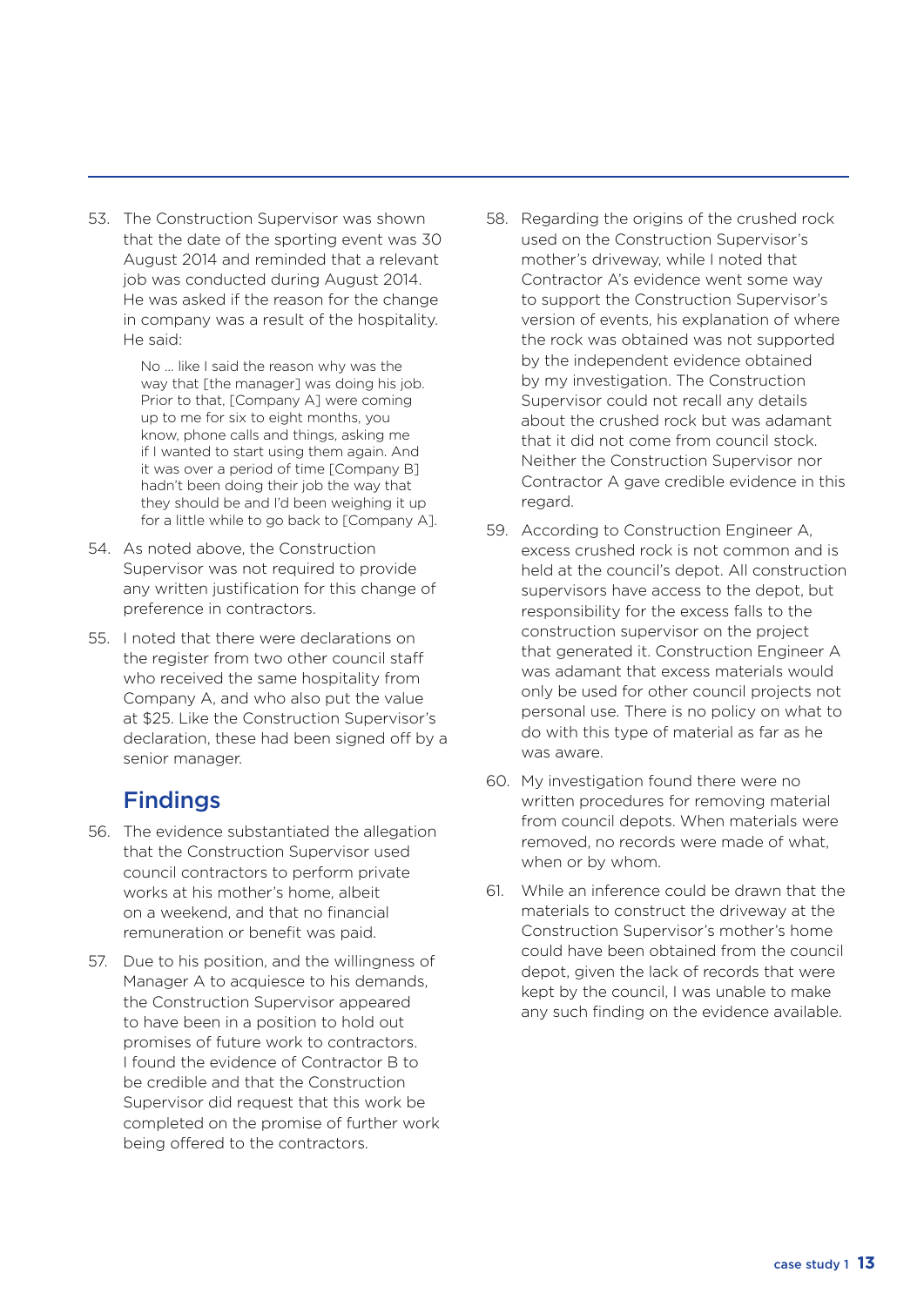53. The Construction Supervisor was shown that the date of the sporting event was 30 August 2014 and reminded that a relevant job was conducted during August 2014. He was asked if the reason for the change in company was a result of the hospitality. He said:

    > No ... like I said the reason why was the way that [the manager] was doing his job. Prior to that, [Company A] were coming up to me for six to eight months, you know, phone calls and things, asking me if I wanted to start using them again. And it was over a period of time [Company B] hadn't been doing their job the way that they should be and I'd been weighing it up for a little while to go back to [Company A].

54. As noted above, the Construction Supervisor was not required to provide any written justification for this change of preference in contractors.

55. I noted that there were declarations on the register from two other council staff who received the same hospitality from Company A, and who also put the value at $25. Like the Construction Supervisor's declaration, these had been signed off by a senior manager.

## Findings

56. The evidence substantiated the allegation that the Construction Supervisor used council contractors to perform private works at his mother's home, albeit on a weekend, and that no financial remuneration or benefit was paid.

57. Due to his position, and the willingness of Manager A to acquiesce to his demands, the Construction Supervisor appeared to have been in a position to hold out promises of future work to contractors. I found the evidence of Contractor B to be credible and that the Construction Supervisor did request that this work be completed on the promise of further work being offered to the contractors.

58. Regarding the origins of the crushed rock used on the Construction Supervisor's mother's driveway, while I noted that Contractor A's evidence went some way to support the Construction Supervisor's version of events, his explanation of where the rock was obtained was not supported by the independent evidence obtained by my investigation. The Construction Supervisor could not recall any details about the crushed rock but was adamant that it did not come from council stock. Neither the Construction Supervisor nor Contractor A gave credible evidence in this regard.

59. According to Construction Engineer A, excess crushed rock is not common and is held at the council's depot. All construction supervisors have access to the depot, but responsibility for the excess falls to the construction supervisor on the project that generated it. Construction Engineer A was adamant that excess materials would only be used for other council projects not personal use. There is no policy on what to do with this type of material as far as he was aware.

60. My investigation found there were no written procedures for removing material from council depots. When materials were removed, no records were made of what, when or by whom.

61. While an inference could be drawn that the materials to construct the driveway at the Construction Supervisor's mother's home could have been obtained from the council depot, given the lack of records that were kept by the council, I was unable to make any such finding on the evidence available.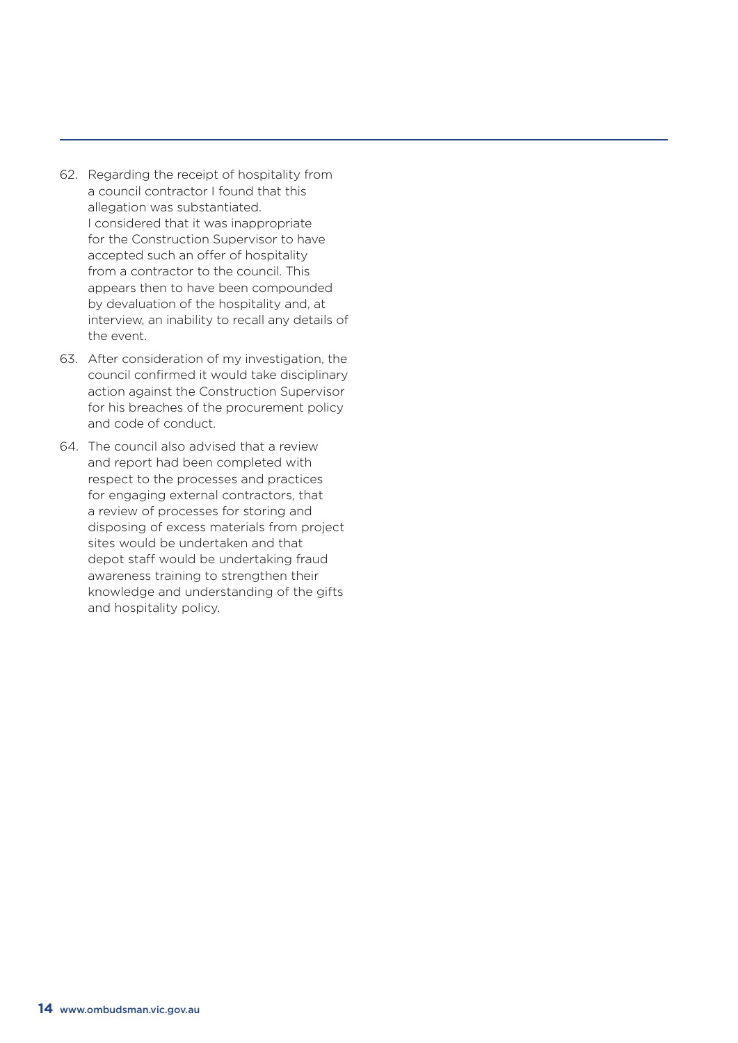62. Regarding the receipt of hospitality from a council contractor I found that this allegation was substantiated. I considered that it was inappropriate for the Construction Supervisor to have accepted such an offer of hospitality from a contractor to the council. This appears then to have been compounded by devaluation of the hospitality and, at interview, an inability to recall any details of the event.

63. After consideration of my investigation, the council confirmed it would take disciplinary action against the Construction Supervisor for his breaches of the procurement policy and code of conduct.

64. The council also advised that a review and report had been completed with respect to the processes and practices for engaging external contractors, that a review of processes for storing and disposing of excess materials from project sites would be undertaken and that depot staff would be undertaking fraud awareness training to strengthen their knowledge and understanding of the gifts and hospitality policy.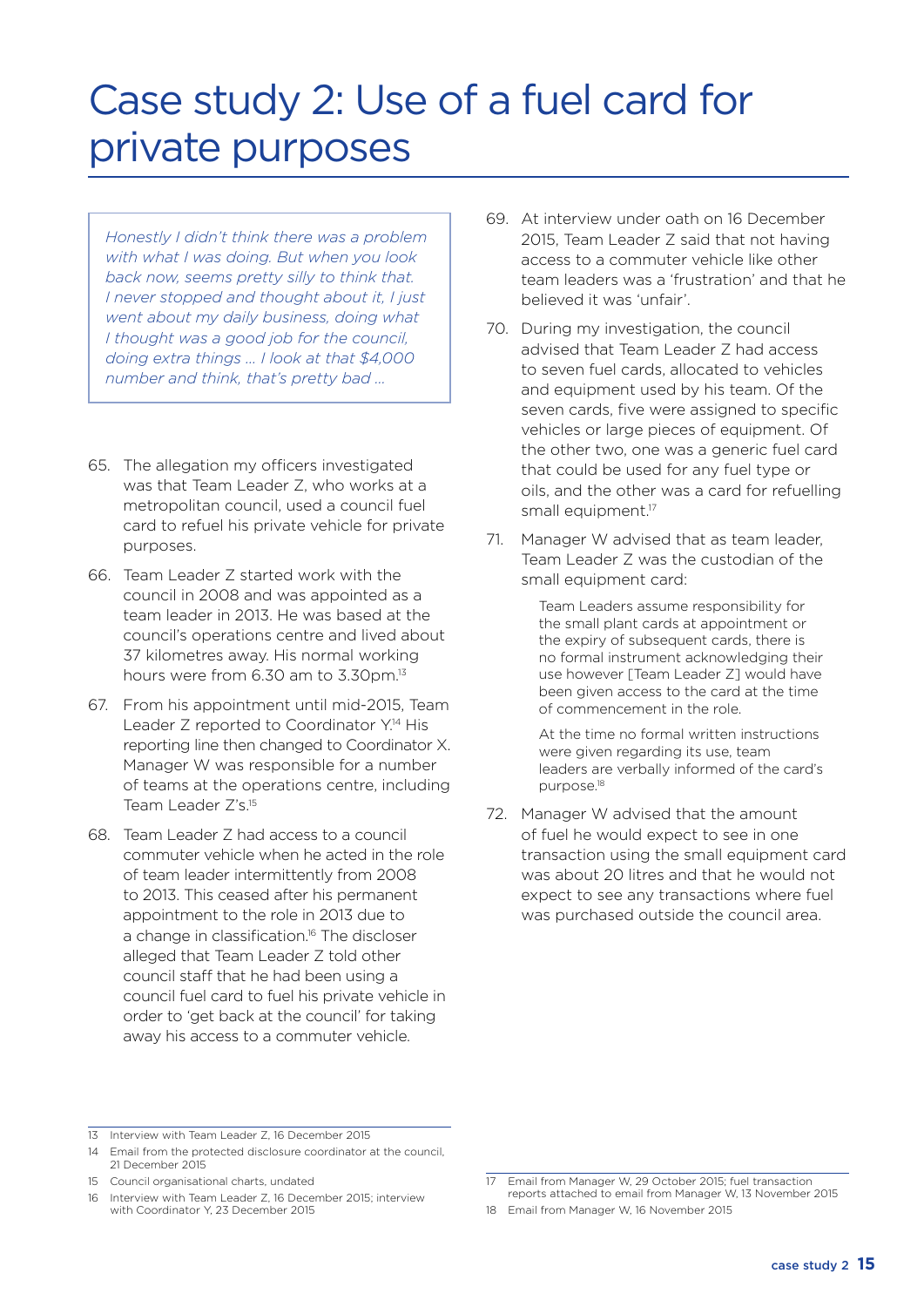# Case study 2: Use of a fuel card for private purposes

> *Honestly I didn't think there was a problem with what I was doing. But when you look back now, seems pretty silly to think that. I never stopped and thought about it, I just went about my daily business, doing what I thought was a good job for the council, doing extra things … I look at that $4,000 number and think, that's pretty bad …*

65. The allegation my officers investigated was that Team Leader Z, who works at a metropolitan council, used a council fuel card to refuel his private vehicle for private purposes.

66. Team Leader Z started work with the council in 2008 and was appointed as a team leader in 2013. He was based at the council's operations centre and lived about 37 kilometres away. His normal working hours were from 6.30 am to 3.30pm.[13]

67. From his appointment until mid-2015, Team Leader Z reported to Coordinator Y.[14] His reporting line then changed to Coordinator X. Manager W was responsible for a number of teams at the operations centre, including Team Leader Z's.[15]

68. Team Leader Z had access to a council commuter vehicle when he acted in the role of team leader intermittently from 2008 to 2013. This ceased after his permanent appointment to the role in 2013 due to a change in classification.[16] The discloser alleged that Team Leader Z told other council staff that he had been using a council fuel card to fuel his private vehicle in order to 'get back at the council' for taking away his access to a commuter vehicle.

69. At interview under oath on 16 December 2015, Team Leader Z said that not having access to a commuter vehicle like other team leaders was a 'frustration' and that he believed it was 'unfair'.

70. During my investigation, the council advised that Team Leader Z had access to seven fuel cards, allocated to vehicles and equipment used by his team. Of the seven cards, five were assigned to specific vehicles or large pieces of equipment. Of the other two, one was a generic fuel card that could be used for any fuel type or oils, and the other was a card for refuelling small equipment.[17]

71. Manager W advised that as team leader, Team Leader Z was the custodian of the small equipment card:

> Team Leaders assume responsibility for the small plant cards at appointment or the expiry of subsequent cards, there is no formal instrument acknowledging their use however [Team Leader Z] would have been given access to the card at the time of commencement in the role.
>
> At the time no formal written instructions were given regarding its use, team leaders are verbally informed of the card's purpose.[18]

72. Manager W advised that the amount of fuel he would expect to see in one transaction using the small equipment card was about 20 litres and that he would not expect to see any transactions where fuel was purchased outside the council area.

---

13 Interview with Team Leader Z, 16 December 2015

14 Email from the protected disclosure coordinator at the council, 21 December 2015

15 Council organisational charts, undated

16 Interview with Team Leader Z, 16 December 2015; interview with Coordinator Y, 23 December 2015

17 Email from Manager W, 29 October 2015; fuel transaction reports attached to email from Manager W, 13 November 2015

18 Email from Manager W, 16 November 2015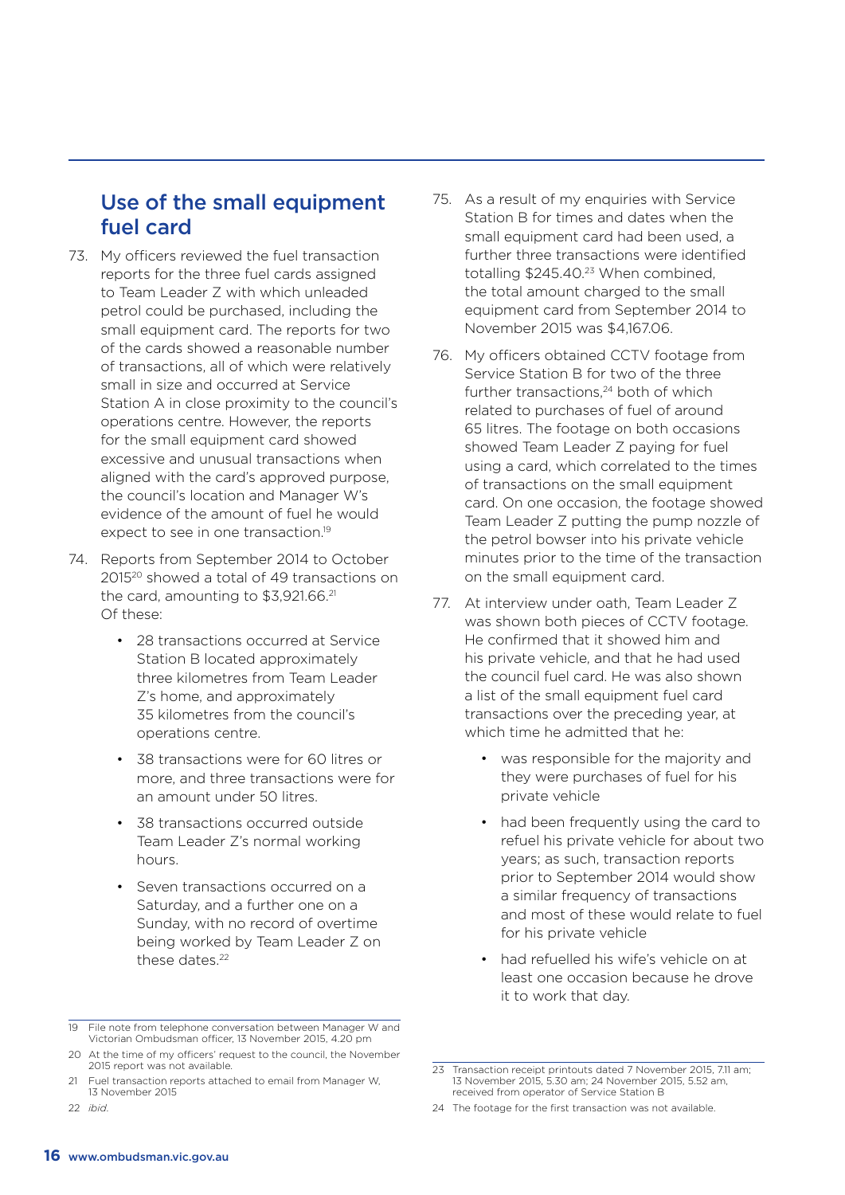## Use of the small equipment fuel card

73. My officers reviewed the fuel transaction reports for the three fuel cards assigned to Team Leader Z with which unleaded petrol could be purchased, including the small equipment card. The reports for two of the cards showed a reasonable number of transactions, all of which were relatively small in size and occurred at Service Station A in close proximity to the council's operations centre. However, the reports for the small equipment card showed excessive and unusual transactions when aligned with the card's approved purpose, the council's location and Manager W's evidence of the amount of fuel he would expect to see in one transaction.[19]

74. Reports from September 2014 to October 2015[20] showed a total of 49 transactions on the card, amounting to $3,921.66.[21] Of these:

    - 28 transactions occurred at Service Station B located approximately three kilometres from Team Leader Z's home, and approximately 35 kilometres from the council's operations centre.
    - 38 transactions were for 60 litres or more, and three transactions were for an amount under 50 litres.
    - 38 transactions occurred outside Team Leader Z's normal working hours.
    - Seven transactions occurred on a Saturday, and a further one on a Sunday, with no record of overtime being worked by Team Leader Z on these dates.[22]

75. As a result of my enquiries with Service Station B for times and dates when the small equipment card had been used, a further three transactions were identified totalling $245.40.[23] When combined, the total amount charged to the small equipment card from September 2014 to November 2015 was $4,167.06.

76. My officers obtained CCTV footage from Service Station B for two of the three further transactions,[24] both of which related to purchases of fuel of around 65 litres. The footage on both occasions showed Team Leader Z paying for fuel using a card, which correlated to the times of transactions on the small equipment card. On one occasion, the footage showed Team Leader Z putting the pump nozzle of the petrol bowser into his private vehicle minutes prior to the time of the transaction on the small equipment card.

77. At interview under oath, Team Leader Z was shown both pieces of CCTV footage. He confirmed that it showed him and his private vehicle, and that he had used the council fuel card. He was also shown a list of the small equipment fuel card transactions over the preceding year, at which time he admitted that he:

    - was responsible for the majority and they were purchases of fuel for his private vehicle
    - had been frequently using the card to refuel his private vehicle for about two years; as such, transaction reports prior to September 2014 would show a similar frequency of transactions and most of these would relate to fuel for his private vehicle
    - had refuelled his wife's vehicle on at least one occasion because he drove it to work that day.

---

19 File note from telephone conversation between Manager W and Victorian Ombudsman officer, 13 November 2015, 4.20 pm

20 At the time of my officers' request to the council, the November 2015 report was not available.

21 Fuel transaction reports attached to email from Manager W, 13 November 2015

22 *ibid.*

23 Transaction receipt printouts dated 7 November 2015, 7.11 am; 13 November 2015, 5.30 am; 24 November 2015, 5.52 am, received from operator of Service Station B

24 The footage for the first transaction was not available.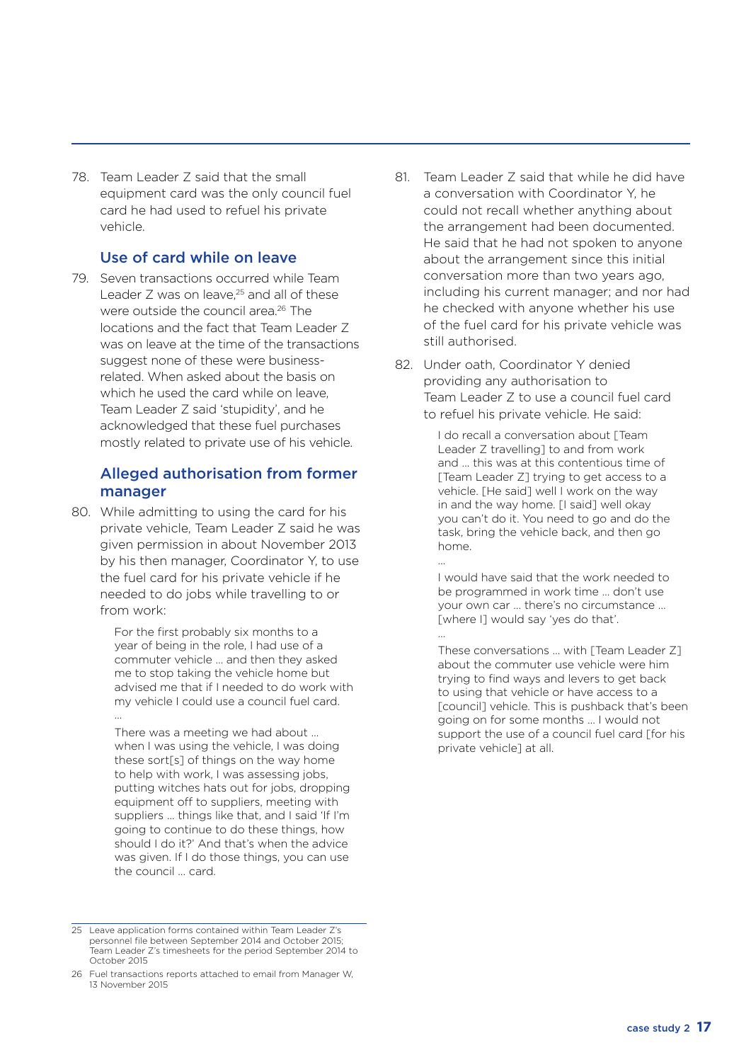78. Team Leader Z said that the small equipment card was the only council fuel card he had used to refuel his private vehicle.

### Use of card while on leave

79. Seven transactions occurred while Team Leader Z was on leave,[25] and all of these were outside the council area.[26] The locations and the fact that Team Leader Z was on leave at the time of the transactions suggest none of these were business-related. When asked about the basis on which he used the card while on leave, Team Leader Z said 'stupidity', and he acknowledged that these fuel purchases mostly related to private use of his vehicle.

### Alleged authorisation from former manager

80. While admitting to using the card for his private vehicle, Team Leader Z said he was given permission in about November 2013 by his then manager, Coordinator Y, to use the fuel card for his private vehicle if he needed to do jobs while travelling to or from work:

> For the first probably six months to a year of being in the role, I had use of a commuter vehicle … and then they asked me to stop taking the vehicle home but advised me that if I needed to do work with my vehicle I could use a council fuel card.
>
> …
>
> There was a meeting we had about … when I was using the vehicle, I was doing these sort[s] of things on the way home to help with work, I was assessing jobs, putting witches hats out for jobs, dropping equipment off to suppliers, meeting with suppliers … things like that, and I said 'If I'm going to continue to do these things, how should I do it?' And that's when the advice was given. If I do those things, you can use the council … card.

81. Team Leader Z said that while he did have a conversation with Coordinator Y, he could not recall whether anything about the arrangement had been documented. He said that he had not spoken to anyone about the arrangement since this initial conversation more than two years ago, including his current manager; and nor had he checked with anyone whether his use of the fuel card for his private vehicle was still authorised.

82. Under oath, Coordinator Y denied providing any authorisation to Team Leader Z to use a council fuel card to refuel his private vehicle. He said:

> I do recall a conversation about [Team Leader Z travelling] to and from work and … this was at this contentious time of [Team Leader Z] trying to get access to a vehicle. [He said] well I work on the way in and the way home. [I said] well okay you can't do it. You need to go and do the task, bring the vehicle back, and then go home.
>
> …
>
> I would have said that the work needed to be programmed in work time … don't use your own car … there's no circumstance … [where I] would say 'yes do that'.
>
> …
>
> These conversations … with [Team Leader Z] about the commuter use vehicle were him trying to find ways and levers to get back to using that vehicle or have access to a [council] vehicle. This is pushback that's been going on for some months … I would not support the use of a council fuel card [for his private vehicle] at all.

---

25 Leave application forms contained within Team Leader Z's personnel file between September 2014 and October 2015; Team Leader Z's timesheets for the period September 2014 to October 2015

26 Fuel transactions reports attached to email from Manager W, 13 November 2015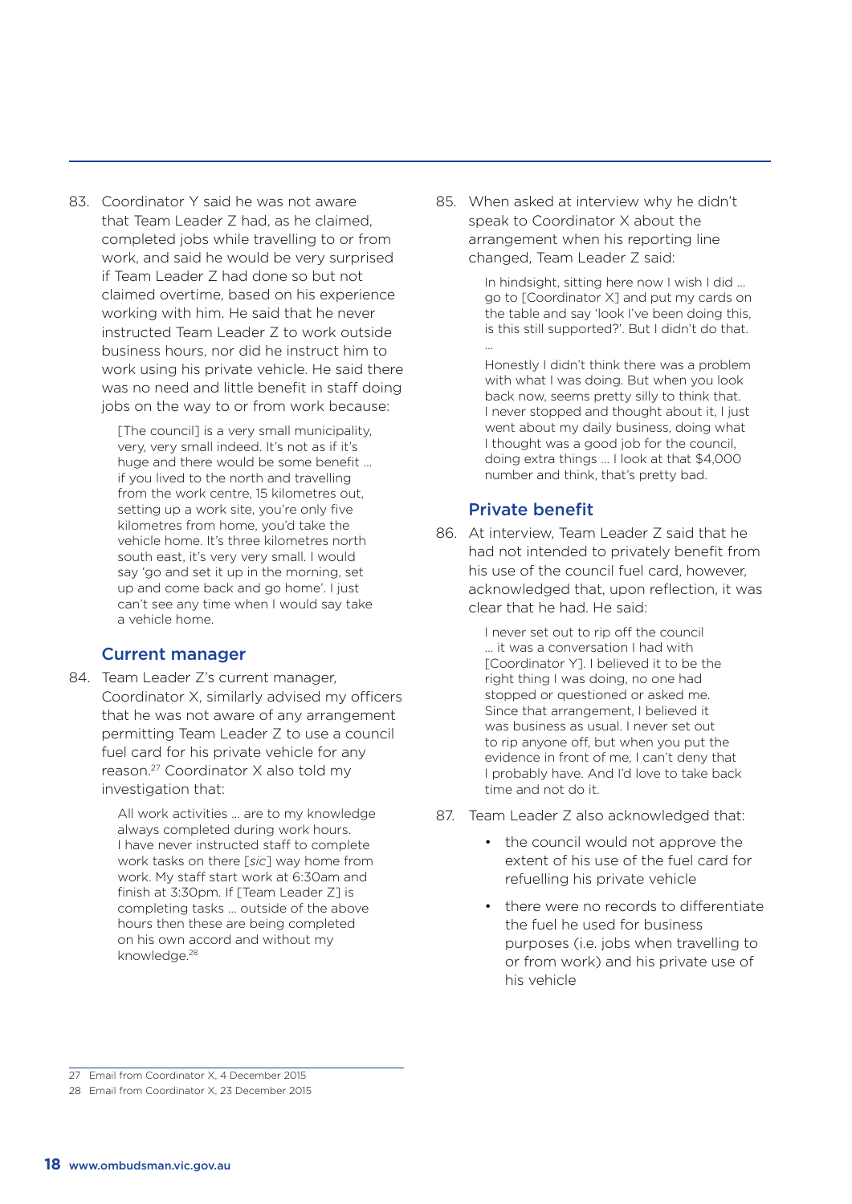83. Coordinator Y said he was not aware that Team Leader Z had, as he claimed, completed jobs while travelling to or from work, and said he would be very surprised if Team Leader Z had done so but not claimed overtime, based on his experience working with him. He said that he never instructed Team Leader Z to work outside business hours, nor did he instruct him to work using his private vehicle. He said there was no need and little benefit in staff doing jobs on the way to or from work because:

> [The council] is a very small municipality, very, very small indeed. It's not as if it's huge and there would be some benefit … if you lived to the north and travelling from the work centre, 15 kilometres out, setting up a work site, you're only five kilometres from home, you'd take the vehicle home. It's three kilometres north south east, it's very very small. I would say 'go and set it up in the morning, set up and come back and go home'. I just can't see any time when I would say take a vehicle home.

### Current manager

84. Team Leader Z's current manager, Coordinator X, similarly advised my officers that he was not aware of any arrangement permitting Team Leader Z to use a council fuel card for his private vehicle for any reason.[27] Coordinator X also told my investigation that:

> All work activities … are to my knowledge always completed during work hours. I have never instructed staff to complete work tasks on there [*sic*] way home from work. My staff start work at 6:30am and finish at 3:30pm. If [Team Leader Z] is completing tasks … outside of the above hours then these are being completed on his own accord and without my knowledge.[28]

85. When asked at interview why he didn't speak to Coordinator X about the arrangement when his reporting line changed, Team Leader Z said:

> In hindsight, sitting here now I wish I did … go to [Coordinator X] and put my cards on the table and say 'look I've been doing this, is this still supported?'. But I didn't do that.
>
> …
>
> Honestly I didn't think there was a problem with what I was doing. But when you look back now, seems pretty silly to think that. I never stopped and thought about it, I just went about my daily business, doing what I thought was a good job for the council, doing extra things … I look at that $4,000 number and think, that's pretty bad.

### Private benefit

86. At interview, Team Leader Z said that he had not intended to privately benefit from his use of the council fuel card, however, acknowledged that, upon reflection, it was clear that he had. He said:

> I never set out to rip off the council … it was a conversation I had with [Coordinator Y]. I believed it to be the right thing I was doing, no one had stopped or questioned or asked me. Since that arrangement, I believed it was business as usual. I never set out to rip anyone off, but when you put the evidence in front of me, I can't deny that I probably have. And I'd love to take back time and not do it.

87. Team Leader Z also acknowledged that:

- the council would not approve the extent of his use of the fuel card for refuelling his private vehicle
- there were no records to differentiate the fuel he used for business purposes (i.e. jobs when travelling to or from work) and his private use of his vehicle

27 Email from Coordinator X, 4 December 2015

28 Email from Coordinator X, 23 December 2015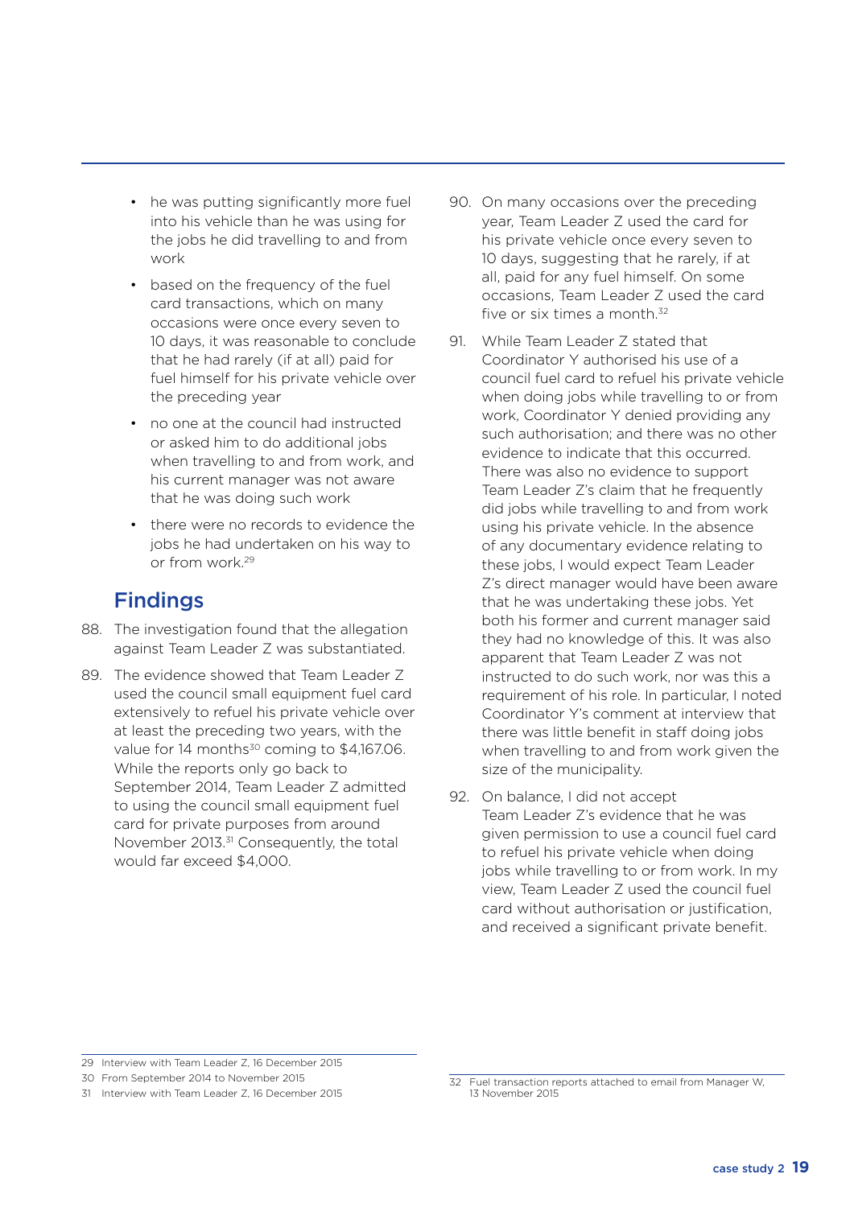- he was putting significantly more fuel into his vehicle than he was using for the jobs he did travelling to and from work
- based on the frequency of the fuel card transactions, which on many occasions were once every seven to 10 days, it was reasonable to conclude that he had rarely (if at all) paid for fuel himself for his private vehicle over the preceding year
- no one at the council had instructed or asked him to do additional jobs when travelling to and from work, and his current manager was not aware that he was doing such work
- there were no records to evidence the jobs he had undertaken on his way to or from work.[29]

## Findings

88. The investigation found that the allegation against Team Leader Z was substantiated.

89. The evidence showed that Team Leader Z used the council small equipment fuel card extensively to refuel his private vehicle over at least the preceding two years, with the value for 14 months[30] coming to $4,167.06. While the reports only go back to September 2014, Team Leader Z admitted to using the council small equipment fuel card for private purposes from around November 2013.[31] Consequently, the total would far exceed $4,000.

90. On many occasions over the preceding year, Team Leader Z used the card for his private vehicle once every seven to 10 days, suggesting that he rarely, if at all, paid for any fuel himself. On some occasions, Team Leader Z used the card five or six times a month.[32]

91. While Team Leader Z stated that Coordinator Y authorised his use of a council fuel card to refuel his private vehicle when doing jobs while travelling to or from work, Coordinator Y denied providing any such authorisation; and there was no other evidence to indicate that this occurred. There was also no evidence to support Team Leader Z's claim that he frequently did jobs while travelling to and from work using his private vehicle. In the absence of any documentary evidence relating to these jobs, I would expect Team Leader Z's direct manager would have been aware that he was undertaking these jobs. Yet both his former and current manager said they had no knowledge of this. It was also apparent that Team Leader Z was not instructed to do such work, nor was this a requirement of his role. In particular, I noted Coordinator Y's comment at interview that there was little benefit in staff doing jobs when travelling to and from work given the size of the municipality.

92. On balance, I did not accept Team Leader Z's evidence that he was given permission to use a council fuel card to refuel his private vehicle when doing jobs while travelling to or from work. In my view, Team Leader Z used the council fuel card without authorisation or justification, and received a significant private benefit.

---

29 Interview with Team Leader Z, 16 December 2015

30 From September 2014 to November 2015

31 Interview with Team Leader Z, 16 December 2015

32 Fuel transaction reports attached to email from Manager W, 13 November 2015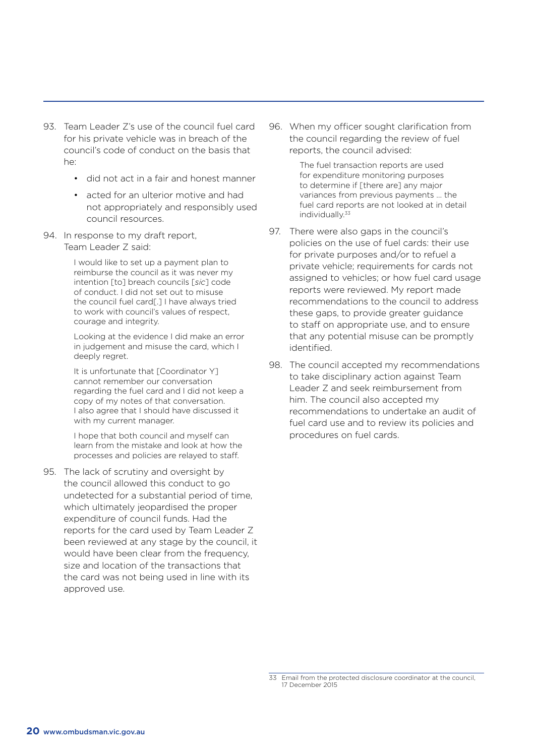93. Team Leader Z's use of the council fuel card for his private vehicle was in breach of the council's code of conduct on the basis that he:

    - did not act in a fair and honest manner
    - acted for an ulterior motive and had not appropriately and responsibly used council resources.

94. In response to my draft report, Team Leader Z said:

    > I would like to set up a payment plan to reimburse the council as it was never my intention [to] breach councils [*sic*] code of conduct. I did not set out to misuse the council fuel card[.] I have always tried to work with council's values of respect, courage and integrity.
    >
    > Looking at the evidence I did make an error in judgement and misuse the card, which I deeply regret.
    >
    > It is unfortunate that [Coordinator Y] cannot remember our conversation regarding the fuel card and I did not keep a copy of my notes of that conversation. I also agree that I should have discussed it with my current manager.
    >
    > I hope that both council and myself can learn from the mistake and look at how the processes and policies are relayed to staff.

95. The lack of scrutiny and oversight by the council allowed this conduct to go undetected for a substantial period of time, which ultimately jeopardised the proper expenditure of council funds. Had the reports for the card used by Team Leader Z been reviewed at any stage by the council, it would have been clear from the frequency, size and location of the transactions that the card was not being used in line with its approved use.

96. When my officer sought clarification from the council regarding the review of fuel reports, the council advised:

    > The fuel transaction reports are used for expenditure monitoring purposes to determine if [there are] any major variances from previous payments … the fuel card reports are not looked at in detail individually.[33]

97. There were also gaps in the council's policies on the use of fuel cards: their use for private purposes and/or to refuel a private vehicle; requirements for cards not assigned to vehicles; or how fuel card usage reports were reviewed. My report made recommendations to the council to address these gaps, to provide greater guidance to staff on appropriate use, and to ensure that any potential misuse can be promptly identified.

98. The council accepted my recommendations to take disciplinary action against Team Leader Z and seek reimbursement from him. The council also accepted my recommendations to undertake an audit of fuel card use and to review its policies and procedures on fuel cards.

---

33 Email from the protected disclosure coordinator at the council, 17 December 2015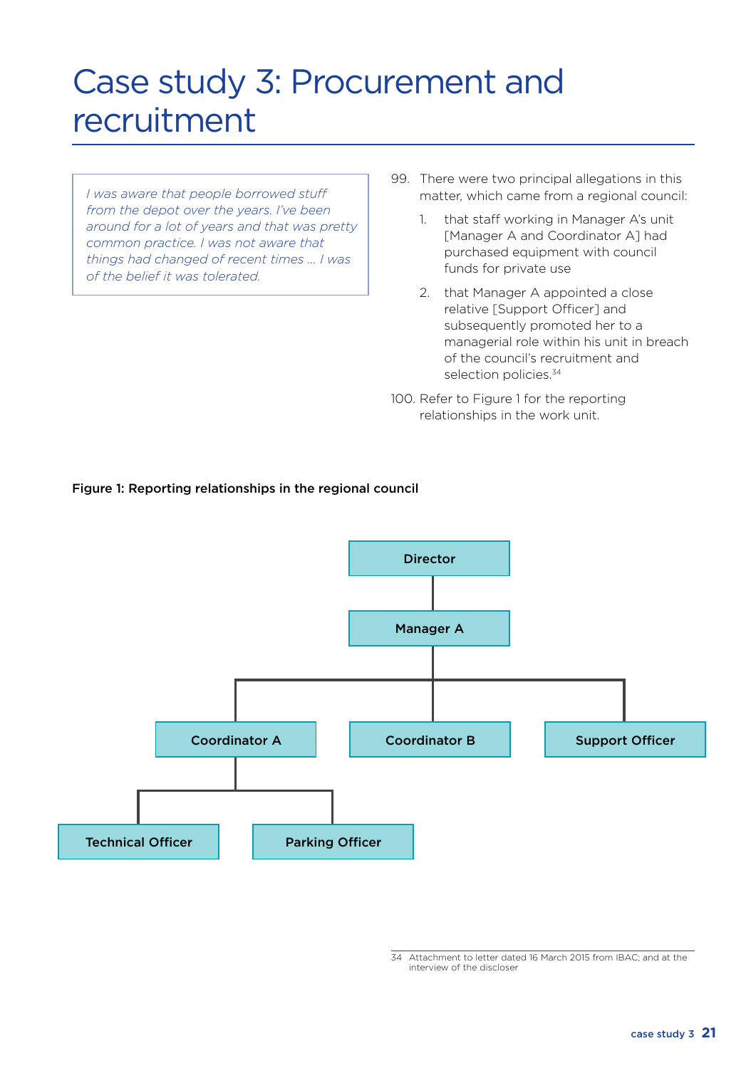# Case study 3: Procurement and recruitment

> *I was aware that people borrowed stuff from the depot over the years. I've been around for a lot of years and that was pretty common practice. I was not aware that things had changed of recent times ... I was of the belief it was tolerated.*

99. There were two principal allegations in this matter, which came from a regional council:

    1. that staff working in Manager A's unit [Manager A and Coordinator A] had purchased equipment with council funds for private use

    2. that Manager A appointed a close relative [Support Officer] and subsequently promoted her to a managerial role within his unit in breach of the council's recruitment and selection policies.[34]

100. Refer to Figure 1 for the reporting relationships in the work unit.

**Figure 1: Reporting relationships in the regional council**

- Director
  - Manager A
    - Coordinator A
      - Technical Officer
      - Parking Officer
    - Coordinator B
    - Support Officer

34 Attachment to letter dated 16 March 2015 from IBAC; and at the interview of the discloser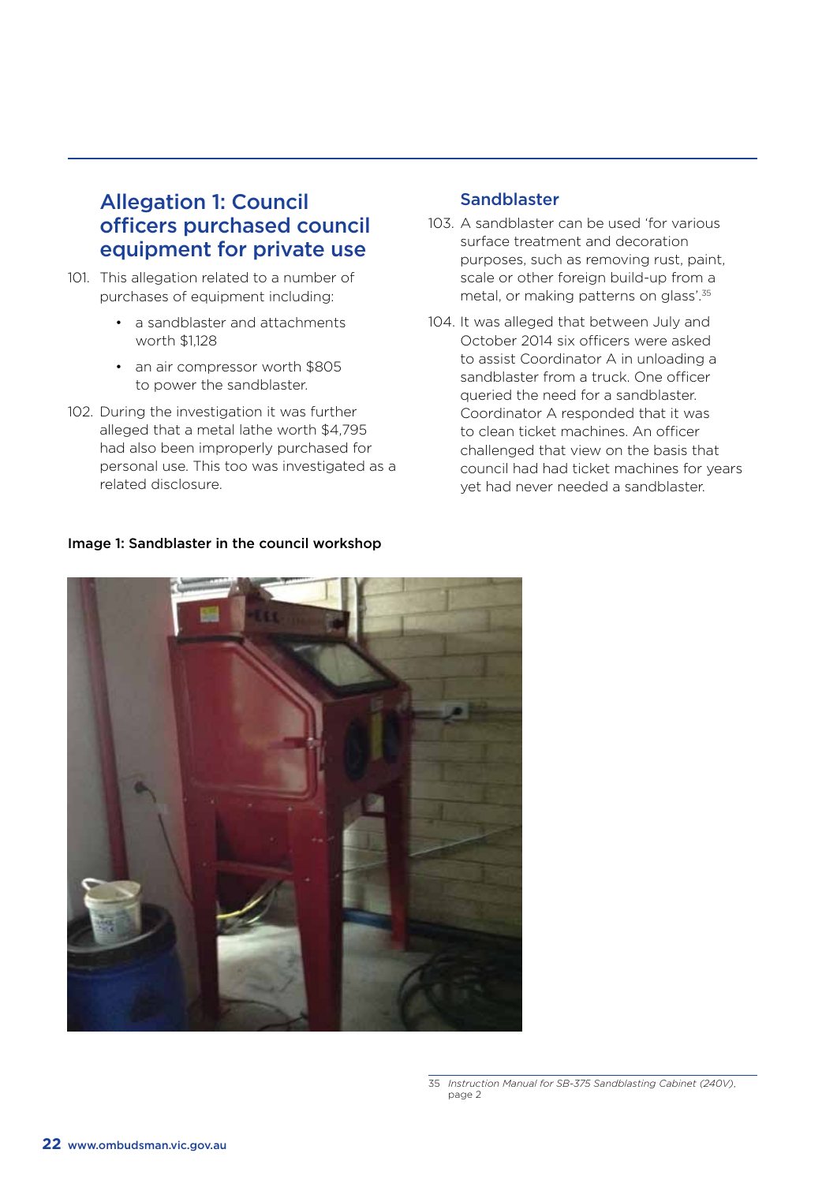## Allegation 1: Council officers purchased council equipment for private use

101. This allegation related to a number of purchases of equipment including:

    - a sandblaster and attachments worth $1,128
    - an air compressor worth $805 to power the sandblaster.

102. During the investigation it was further alleged that a metal lathe worth $4,795 had also been improperly purchased for personal use. This too was investigated as a related disclosure.

### Sandblaster

103. A sandblaster can be used 'for various surface treatment and decoration purposes, such as removing rust, paint, scale or other foreign build-up from a metal, or making patterns on glass'.[35]

104. It was alleged that between July and October 2014 six officers were asked to assist Coordinator A in unloading a sandblaster from a truck. One officer queried the need for a sandblaster. Coordinator A responded that it was to clean ticket machines. An officer challenged that view on the basis that council had had ticket machines for years yet had never needed a sandblaster.

**Image 1: Sandblaster in the council workshop**

---

35 *Instruction Manual for SB-375 Sandblasting Cabinet (240V)*, page 2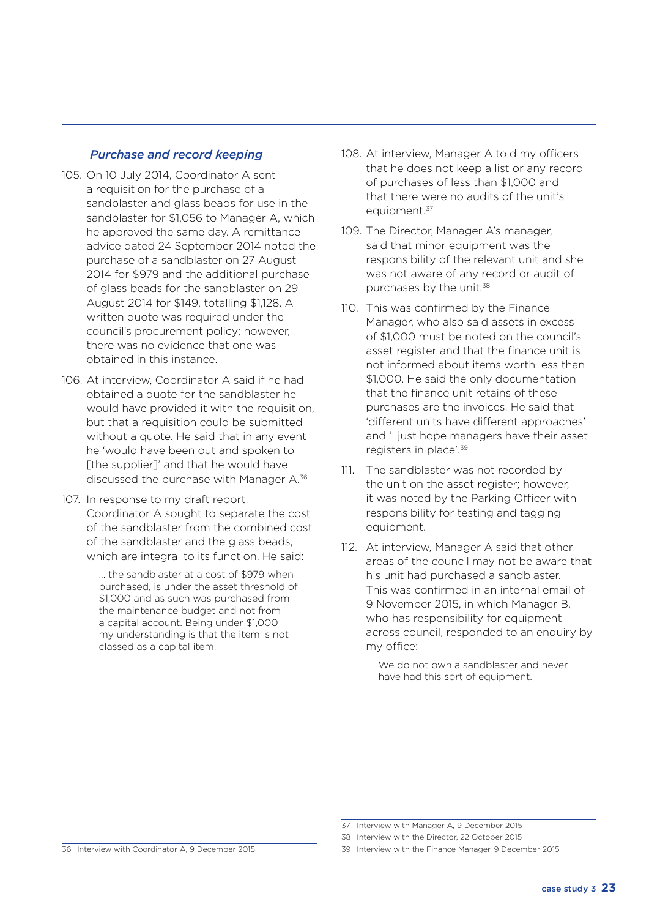### *Purchase and record keeping*

105. On 10 July 2014, Coordinator A sent a requisition for the purchase of a sandblaster and glass beads for use in the sandblaster for $1,056 to Manager A, which he approved the same day. A remittance advice dated 24 September 2014 noted the purchase of a sandblaster on 27 August 2014 for $979 and the additional purchase of glass beads for the sandblaster on 29 August 2014 for $149, totalling $1,128. A written quote was required under the council's procurement policy; however, there was no evidence that one was obtained in this instance.

106. At interview, Coordinator A said if he had obtained a quote for the sandblaster he would have provided it with the requisition, but that a requisition could be submitted without a quote. He said that in any event he 'would have been out and spoken to [the supplier]' and that he would have discussed the purchase with Manager A.[36]

107. In response to my draft report, Coordinator A sought to separate the cost of the sandblaster from the combined cost of the sandblaster and the glass beads, which are integral to its function. He said:

> ... the sandblaster at a cost of $979 when purchased, is under the asset threshold of $1,000 and as such was purchased from the maintenance budget and not from a capital account. Being under $1,000 my understanding is that the item is not classed as a capital item.

108. At interview, Manager A told my officers that he does not keep a list or any record of purchases of less than $1,000 and that there were no audits of the unit's equipment.[37]

109. The Director, Manager A's manager, said that minor equipment was the responsibility of the relevant unit and she was not aware of any record or audit of purchases by the unit.[38]

110. This was confirmed by the Finance Manager, who also said assets in excess of $1,000 must be noted on the council's asset register and that the finance unit is not informed about items worth less than $1,000. He said the only documentation that the finance unit retains of these purchases are the invoices. He said that 'different units have different approaches' and 'I just hope managers have their asset registers in place'.[39]

111. The sandblaster was not recorded by the unit on the asset register; however, it was noted by the Parking Officer with responsibility for testing and tagging equipment.

112. At interview, Manager A said that other areas of the council may not be aware that his unit had purchased a sandblaster. This was confirmed in an internal email of 9 November 2015, in which Manager B, who has responsibility for equipment across council, responded to an enquiry by my office:

> We do not own a sandblaster and never have had this sort of equipment.

36 Interview with Coordinator A, 9 December 2015

37 Interview with Manager A, 9 December 2015

38 Interview with the Director, 22 October 2015

39 Interview with the Finance Manager, 9 December 2015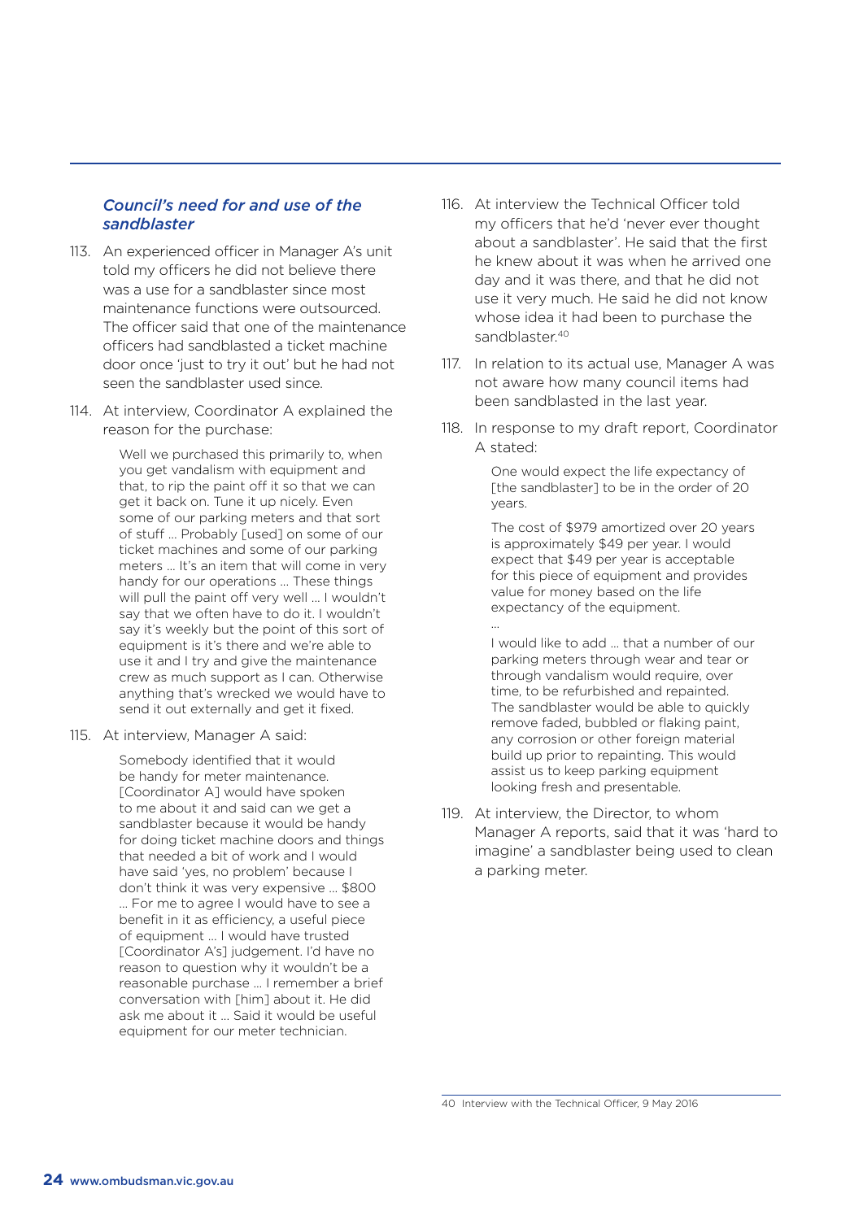### *Council's need for and use of the sandblaster*

113. An experienced officer in Manager A's unit told my officers he did not believe there was a use for a sandblaster since most maintenance functions were outsourced. The officer said that one of the maintenance officers had sandblasted a ticket machine door once 'just to try it out' but he had not seen the sandblaster used since.

114. At interview, Coordinator A explained the reason for the purchase:

> Well we purchased this primarily to, when you get vandalism with equipment and that, to rip the paint off it so that we can get it back on. Tune it up nicely. Even some of our parking meters and that sort of stuff … Probably [used] on some of our ticket machines and some of our parking meters … It's an item that will come in very handy for our operations … These things will pull the paint off very well … I wouldn't say that we often have to do it. I wouldn't say it's weekly but the point of this sort of equipment is it's there and we're able to use it and I try and give the maintenance crew as much support as I can. Otherwise anything that's wrecked we would have to send it out externally and get it fixed.

115. At interview, Manager A said:

> Somebody identified that it would be handy for meter maintenance. [Coordinator A] would have spoken to me about it and said can we get a sandblaster because it would be handy for doing ticket machine doors and things that needed a bit of work and I would have said 'yes, no problem' because I don't think it was very expensive … $800 … For me to agree I would have to see a benefit in it as efficiency, a useful piece of equipment … I would have trusted [Coordinator A's] judgement. I'd have no reason to question why it wouldn't be a reasonable purchase … I remember a brief conversation with [him] about it. He did ask me about it … Said it would be useful equipment for our meter technician.

116. At interview the Technical Officer told my officers that he'd 'never ever thought about a sandblaster'. He said that the first he knew about it was when he arrived one day and it was there, and that he did not use it very much. He said he did not know whose idea it had been to purchase the sandblaster.[40]

117. In relation to its actual use, Manager A was not aware how many council items had been sandblasted in the last year.

118. In response to my draft report, Coordinator A stated:

> One would expect the life expectancy of [the sandblaster] to be in the order of 20 years.
>
> The cost of $979 amortized over 20 years is approximately $49 per year. I would expect that $49 per year is acceptable for this piece of equipment and provides value for money based on the life expectancy of the equipment.
>
> …
>
> I would like to add … that a number of our parking meters through wear and tear or through vandalism would require, over time, to be refurbished and repainted. The sandblaster would be able to quickly remove faded, bubbled or flaking paint, any corrosion or other foreign material build up prior to repainting. This would assist us to keep parking equipment looking fresh and presentable.

119. At interview, the Director, to whom Manager A reports, said that it was 'hard to imagine' a sandblaster being used to clean a parking meter.

---

40 Interview with the Technical Officer, 9 May 2016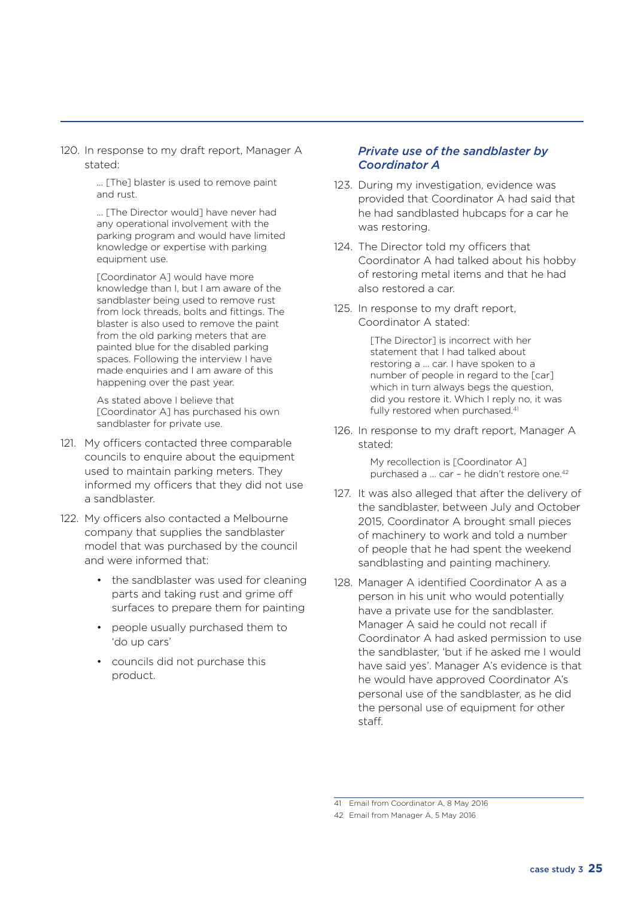120. In response to my draft report, Manager A stated:

> … [The] blaster is used to remove paint and rust.
>
> … [The Director would] have never had any operational involvement with the parking program and would have limited knowledge or expertise with parking equipment use.
>
> [Coordinator A] would have more knowledge than I, but I am aware of the sandblaster being used to remove rust from lock threads, bolts and fittings. The blaster is also used to remove the paint from the old parking meters that are painted blue for the disabled parking spaces. Following the interview I have made enquiries and I am aware of this happening over the past year.
>
> As stated above I believe that [Coordinator A] has purchased his own sandblaster for private use.

121. My officers contacted three comparable councils to enquire about the equipment used to maintain parking meters. They informed my officers that they did not use a sandblaster.

122. My officers also contacted a Melbourne company that supplies the sandblaster model that was purchased by the council and were informed that:

    - the sandblaster was used for cleaning parts and taking rust and grime off surfaces to prepare them for painting
    - people usually purchased them to 'do up cars'
    - councils did not purchase this product.

### *Private use of the sandblaster by Coordinator A*

123. During my investigation, evidence was provided that Coordinator A had said that he had sandblasted hubcaps for a car he was restoring.

124. The Director told my officers that Coordinator A had talked about his hobby of restoring metal items and that he had also restored a car.

125. In response to my draft report, Coordinator A stated:

> [The Director] is incorrect with her statement that I had talked about restoring a … car. I have spoken to a number of people in regard to the [car] which in turn always begs the question, did you restore it. Which I reply no, it was fully restored when purchased.[41]

126. In response to my draft report, Manager A stated:

> My recollection is [Coordinator A] purchased a … car – he didn't restore one.[42]

127. It was also alleged that after the delivery of the sandblaster, between July and October 2015, Coordinator A brought small pieces of machinery to work and told a number of people that he had spent the weekend sandblasting and painting machinery.

128. Manager A identified Coordinator A as a person in his unit who would potentially have a private use for the sandblaster. Manager A said he could not recall if Coordinator A had asked permission to use the sandblaster, 'but if he asked me I would have said yes'. Manager A's evidence is that he would have approved Coordinator A's personal use of the sandblaster, as he did the personal use of equipment for other staff.

---

41 Email from Coordinator A, 8 May 2016

42 Email from Manager A, 5 May 2016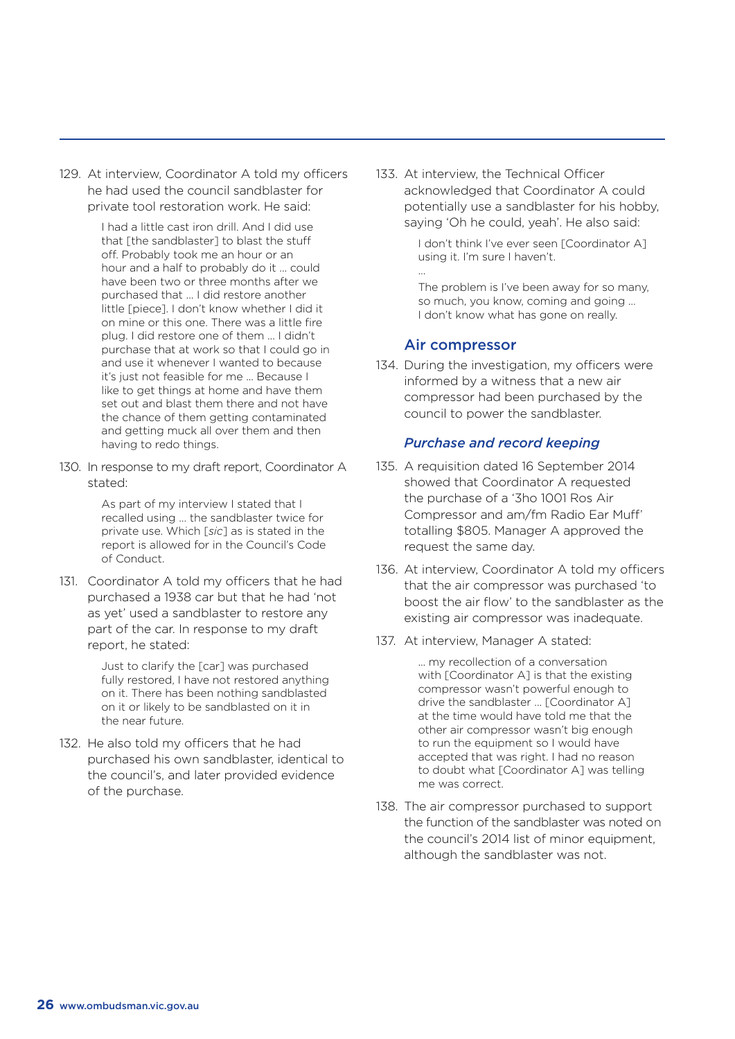129. At interview, Coordinator A told my officers he had used the council sandblaster for private tool restoration work. He said:

> I had a little cast iron drill. And I did use that [the sandblaster] to blast the stuff off. Probably took me an hour or an hour and a half to probably do it … could have been two or three months after we purchased that … I did restore another little [piece]. I don't know whether I did it on mine or this one. There was a little fire plug. I did restore one of them … I didn't purchase that at work so that I could go in and use it whenever I wanted to because it's just not feasible for me … Because I like to get things at home and have them set out and blast them there and not have the chance of them getting contaminated and getting muck all over them and then having to redo things.

130. In response to my draft report, Coordinator A stated:

> As part of my interview I stated that I recalled using … the sandblaster twice for private use. Which [*sic*] as is stated in the report is allowed for in the Council's Code of Conduct.

131. Coordinator A told my officers that he had purchased a 1938 car but that he had 'not as yet' used a sandblaster to restore any part of the car. In response to my draft report, he stated:

> Just to clarify the [car] was purchased fully restored, I have not restored anything on it. There has been nothing sandblasted on it or likely to be sandblasted on it in the near future.

132. He also told my officers that he had purchased his own sandblaster, identical to the council's, and later provided evidence of the purchase.

133. At interview, the Technical Officer acknowledged that Coordinator A could potentially use a sandblaster for his hobby, saying 'Oh he could, yeah'. He also said:

> I don't think I've ever seen [Coordinator A] using it. I'm sure I haven't.
>
> …
>
> The problem is I've been away for so many, so much, you know, coming and going … I don't know what has gone on really.

## Air compressor

134. During the investigation, my officers were informed by a witness that a new air compressor had been purchased by the council to power the sandblaster.

### *Purchase and record keeping*

135. A requisition dated 16 September 2014 showed that Coordinator A requested the purchase of a '3ho 1001 Ros Air Compressor and am/fm Radio Ear Muff' totalling $805. Manager A approved the request the same day.

136. At interview, Coordinator A told my officers that the air compressor was purchased 'to boost the air flow' to the sandblaster as the existing air compressor was inadequate.

137. At interview, Manager A stated:

> … my recollection of a conversation with [Coordinator A] is that the existing compressor wasn't powerful enough to drive the sandblaster … [Coordinator A] at the time would have told me that the other air compressor wasn't big enough to run the equipment so I would have accepted that was right. I had no reason to doubt what [Coordinator A] was telling me was correct.

138. The air compressor purchased to support the function of the sandblaster was noted on the council's 2014 list of minor equipment, although the sandblaster was not.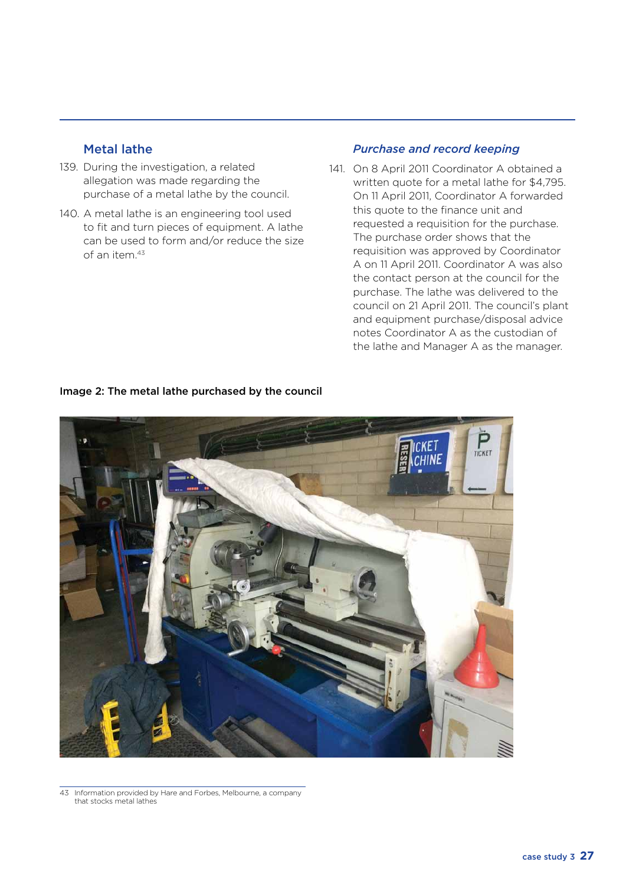## Metal lathe

139. During the investigation, a related allegation was made regarding the purchase of a metal lathe by the council.

140. A metal lathe is an engineering tool used to fit and turn pieces of equipment. A lathe can be used to form and/or reduce the size of an item.[43]

### *Purchase and record keeping*

141. On 8 April 2011 Coordinator A obtained a written quote for a metal lathe for $4,795. On 11 April 2011, Coordinator A forwarded this quote to the finance unit and requested a requisition for the purchase. The purchase order shows that the requisition was approved by Coordinator A on 11 April 2011. Coordinator A was also the contact person at the council for the purchase. The lathe was delivered to the council on 21 April 2011. The council's plant and equipment purchase/disposal advice notes Coordinator A as the custodian of the lathe and Manager A as the manager.

**Image 2: The metal lathe purchased by the council**

43 Information provided by Hare and Forbes, Melbourne, a company that stocks metal lathes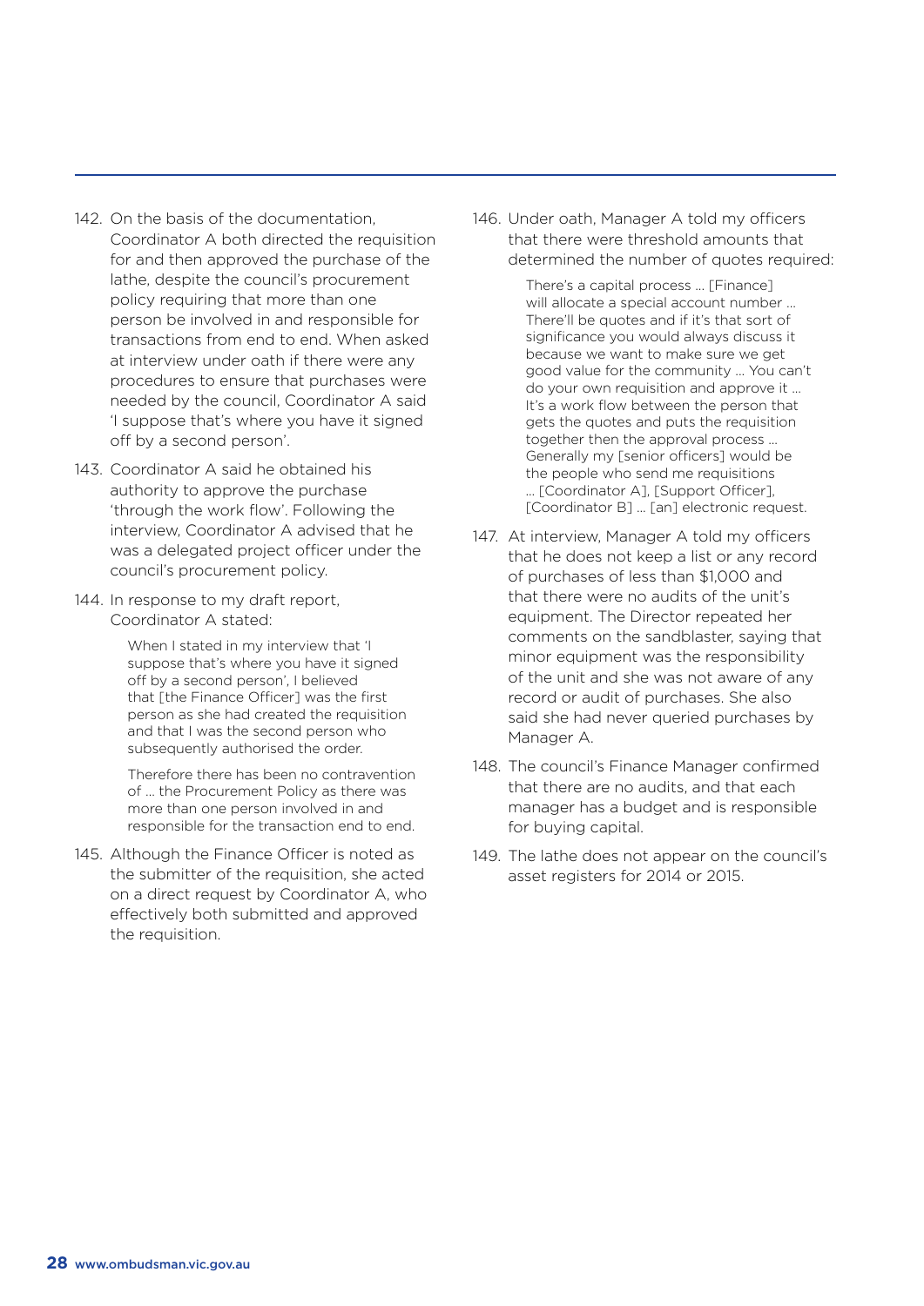142. On the basis of the documentation, Coordinator A both directed the requisition for and then approved the purchase of the lathe, despite the council's procurement policy requiring that more than one person be involved in and responsible for transactions from end to end. When asked at interview under oath if there were any procedures to ensure that purchases were needed by the council, Coordinator A said 'I suppose that's where you have it signed off by a second person'.

143. Coordinator A said he obtained his authority to approve the purchase 'through the work flow'. Following the interview, Coordinator A advised that he was a delegated project officer under the council's procurement policy.

144. In response to my draft report, Coordinator A stated:

    > When I stated in my interview that 'I suppose that's where you have it signed off by a second person', I believed that [the Finance Officer] was the first person as she had created the requisition and that I was the second person who subsequently authorised the order.
    >
    > Therefore there has been no contravention of … the Procurement Policy as there was more than one person involved in and responsible for the transaction end to end.

145. Although the Finance Officer is noted as the submitter of the requisition, she acted on a direct request by Coordinator A, who effectively both submitted and approved the requisition.

146. Under oath, Manager A told my officers that there were threshold amounts that determined the number of quotes required:

    > There's a capital process … [Finance] will allocate a special account number … There'll be quotes and if it's that sort of significance you would always discuss it because we want to make sure we get good value for the community … You can't do your own requisition and approve it … It's a work flow between the person that gets the quotes and puts the requisition together then the approval process … Generally my [senior officers] would be the people who send me requisitions … [Coordinator A], [Support Officer], [Coordinator B] … [an] electronic request.

147. At interview, Manager A told my officers that he does not keep a list or any record of purchases of less than $1,000 and that there were no audits of the unit's equipment. The Director repeated her comments on the sandblaster, saying that minor equipment was the responsibility of the unit and she was not aware of any record or audit of purchases. She also said she had never queried purchases by Manager A.

148. The council's Finance Manager confirmed that there are no audits, and that each manager has a budget and is responsible for buying capital.

149. The lathe does not appear on the council's asset registers for 2014 or 2015.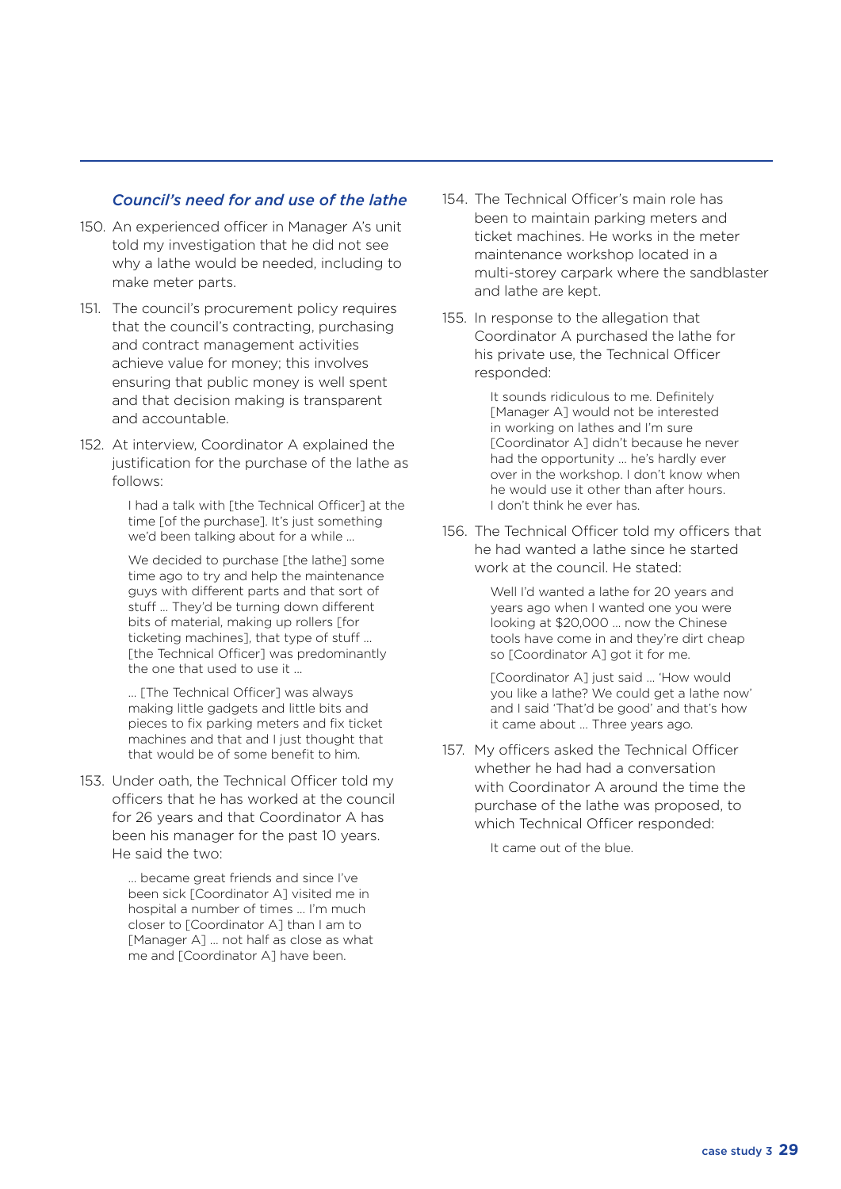### *Council's need for and use of the lathe*

150. An experienced officer in Manager A's unit told my investigation that he did not see why a lathe would be needed, including to make meter parts.

151. The council's procurement policy requires that the council's contracting, purchasing and contract management activities achieve value for money; this involves ensuring that public money is well spent and that decision making is transparent and accountable.

152. At interview, Coordinator A explained the justification for the purchase of the lathe as follows:

> I had a talk with [the Technical Officer] at the time [of the purchase]. It's just something we'd been talking about for a while …
>
> We decided to purchase [the lathe] some time ago to try and help the maintenance guys with different parts and that sort of stuff … They'd be turning down different bits of material, making up rollers [for ticketing machines], that type of stuff … [the Technical Officer] was predominantly the one that used to use it …
>
> … [The Technical Officer] was always making little gadgets and little bits and pieces to fix parking meters and fix ticket machines and that and I just thought that that would be of some benefit to him.

153. Under oath, the Technical Officer told my officers that he has worked at the council for 26 years and that Coordinator A has been his manager for the past 10 years. He said the two:

> … became great friends and since I've been sick [Coordinator A] visited me in hospital a number of times … I'm much closer to [Coordinator A] than I am to [Manager A] … not half as close as what me and [Coordinator A] have been.

154. The Technical Officer's main role has been to maintain parking meters and ticket machines. He works in the meter maintenance workshop located in a multi-storey carpark where the sandblaster and lathe are kept.

155. In response to the allegation that Coordinator A purchased the lathe for his private use, the Technical Officer responded:

> It sounds ridiculous to me. Definitely [Manager A] would not be interested in working on lathes and I'm sure [Coordinator A] didn't because he never had the opportunity … he's hardly ever over in the workshop. I don't know when he would use it other than after hours. I don't think he ever has.

156. The Technical Officer told my officers that he had wanted a lathe since he started work at the council. He stated:

> Well I'd wanted a lathe for 20 years and years ago when I wanted one you were looking at $20,000 … now the Chinese tools have come in and they're dirt cheap so [Coordinator A] got it for me.
>
> [Coordinator A] just said … 'How would you like a lathe? We could get a lathe now' and I said 'That'd be good' and that's how it came about … Three years ago.

157. My officers asked the Technical Officer whether he had had a conversation with Coordinator A around the time the purchase of the lathe was proposed, to which Technical Officer responded:

> It came out of the blue.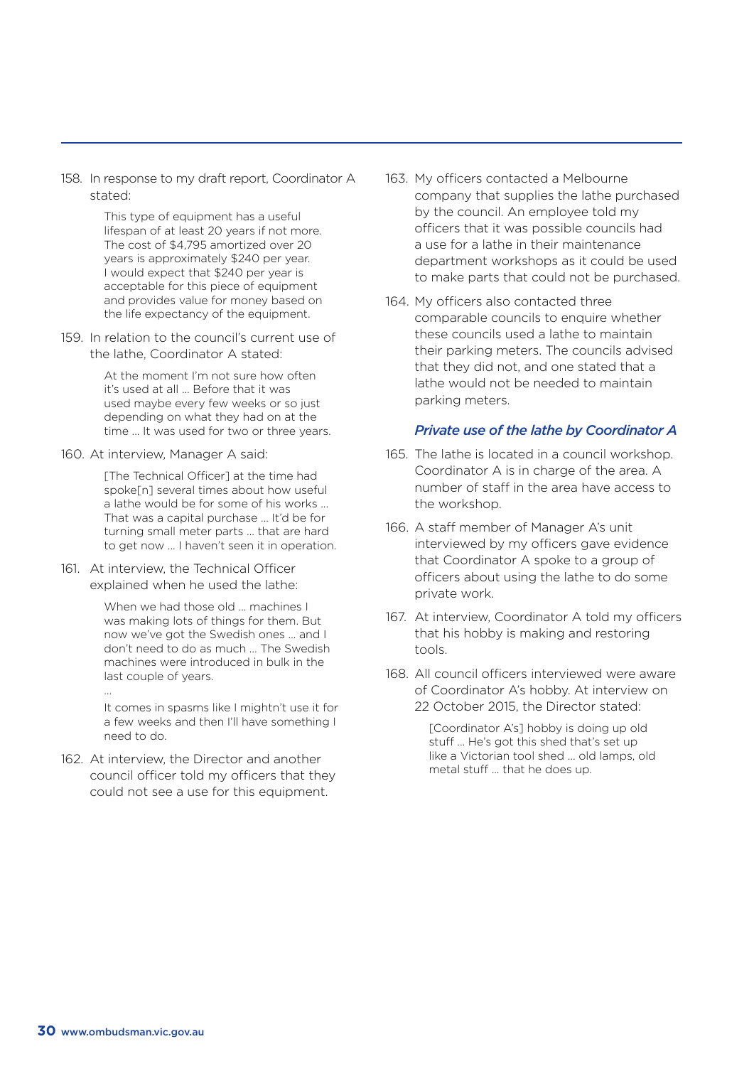158. In response to my draft report, Coordinator A stated:

> This type of equipment has a useful lifespan of at least 20 years if not more. The cost of $4,795 amortized over 20 years is approximately $240 per year. I would expect that $240 per year is acceptable for this piece of equipment and provides value for money based on the life expectancy of the equipment.

159. In relation to the council's current use of the lathe, Coordinator A stated:

> At the moment I'm not sure how often it's used at all … Before that it was used maybe every few weeks or so just depending on what they had on at the time … It was used for two or three years.

160. At interview, Manager A said:

> [The Technical Officer] at the time had spoke[n] several times about how useful a lathe would be for some of his works … That was a capital purchase … It'd be for turning small meter parts … that are hard to get now … I haven't seen it in operation.

161. At interview, the Technical Officer explained when he used the lathe:

> When we had those old … machines I was making lots of things for them. But now we've got the Swedish ones … and I don't need to do as much … The Swedish machines were introduced in bulk in the last couple of years.
>
> …
>
> It comes in spasms like I mightn't use it for a few weeks and then I'll have something I need to do.

162. At interview, the Director and another council officer told my officers that they could not see a use for this equipment.

163. My officers contacted a Melbourne company that supplies the lathe purchased by the council. An employee told my officers that it was possible councils had a use for a lathe in their maintenance department workshops as it could be used to make parts that could not be purchased.

164. My officers also contacted three comparable councils to enquire whether these councils used a lathe to maintain their parking meters. The councils advised that they did not, and one stated that a lathe would not be needed to maintain parking meters.

### *Private use of the lathe by Coordinator A*

165. The lathe is located in a council workshop. Coordinator A is in charge of the area. A number of staff in the area have access to the workshop.

166. A staff member of Manager A's unit interviewed by my officers gave evidence that Coordinator A spoke to a group of officers about using the lathe to do some private work.

167. At interview, Coordinator A told my officers that his hobby is making and restoring tools.

168. All council officers interviewed were aware of Coordinator A's hobby. At interview on 22 October 2015, the Director stated:

> [Coordinator A's] hobby is doing up old stuff … He's got this shed that's set up like a Victorian tool shed … old lamps, old metal stuff … that he does up.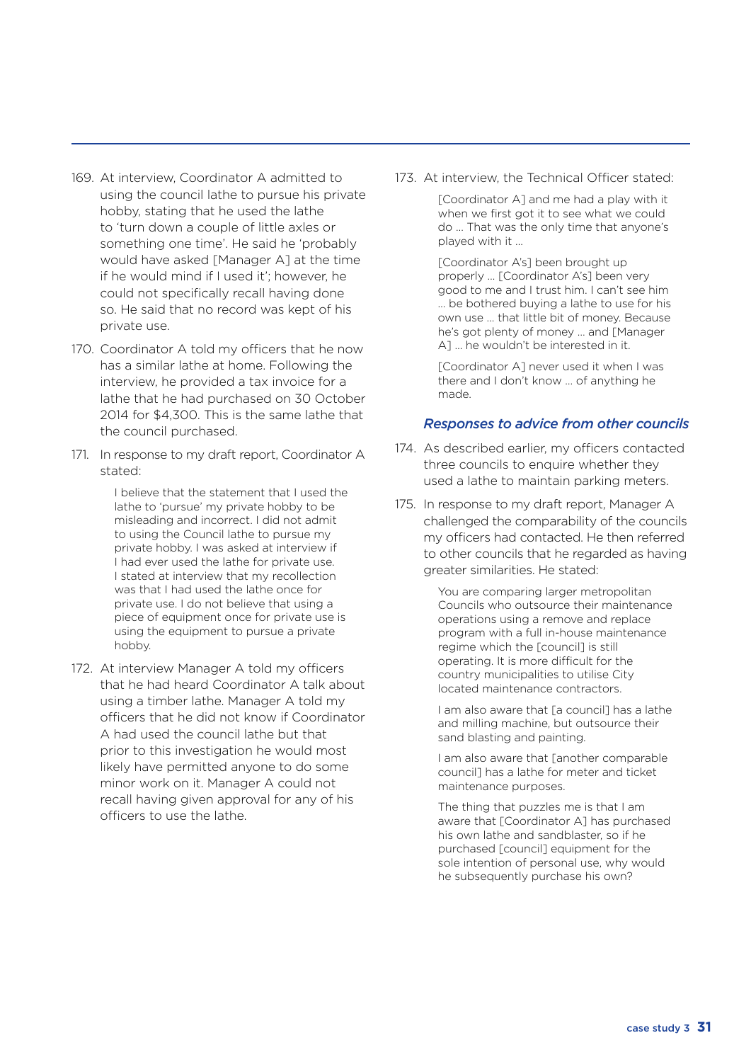169. At interview, Coordinator A admitted to using the council lathe to pursue his private hobby, stating that he used the lathe to 'turn down a couple of little axles or something one time'. He said he 'probably would have asked [Manager A] at the time if he would mind if I used it'; however, he could not specifically recall having done so. He said that no record was kept of his private use.

170. Coordinator A told my officers that he now has a similar lathe at home. Following the interview, he provided a tax invoice for a lathe that he had purchased on 30 October 2014 for $4,300. This is the same lathe that the council purchased.

171. In response to my draft report, Coordinator A stated:

> I believe that the statement that I used the lathe to 'pursue' my private hobby to be misleading and incorrect. I did not admit to using the Council lathe to pursue my private hobby. I was asked at interview if I had ever used the lathe for private use. I stated at interview that my recollection was that I had used the lathe once for private use. I do not believe that using a piece of equipment once for private use is using the equipment to pursue a private hobby.

172. At interview Manager A told my officers that he had heard Coordinator A talk about using a timber lathe. Manager A told my officers that he did not know if Coordinator A had used the council lathe but that prior to this investigation he would most likely have permitted anyone to do some minor work on it. Manager A could not recall having given approval for any of his officers to use the lathe.

173. At interview, the Technical Officer stated:

> [Coordinator A] and me had a play with it when we first got it to see what we could do … That was the only time that anyone's played with it …
>
> [Coordinator A's] been brought up properly … [Coordinator A's] been very good to me and I trust him. I can't see him … be bothered buying a lathe to use for his own use … that little bit of money. Because he's got plenty of money … and [Manager A] … he wouldn't be interested in it.
>
> [Coordinator A] never used it when I was there and I don't know … of anything he made.

### *Responses to advice from other councils*

174. As described earlier, my officers contacted three councils to enquire whether they used a lathe to maintain parking meters.

175. In response to my draft report, Manager A challenged the comparability of the councils my officers had contacted. He then referred to other councils that he regarded as having greater similarities. He stated:

> You are comparing larger metropolitan Councils who outsource their maintenance operations using a remove and replace program with a full in-house maintenance regime which the [council] is still operating. It is more difficult for the country municipalities to utilise City located maintenance contractors.
>
> I am also aware that [a council] has a lathe and milling machine, but outsource their sand blasting and painting.
>
> I am also aware that [another comparable council] has a lathe for meter and ticket maintenance purposes.
>
> The thing that puzzles me is that I am aware that [Coordinator A] has purchased his own lathe and sandblaster, so if he purchased [council] equipment for the sole intention of personal use, why would he subsequently purchase his own?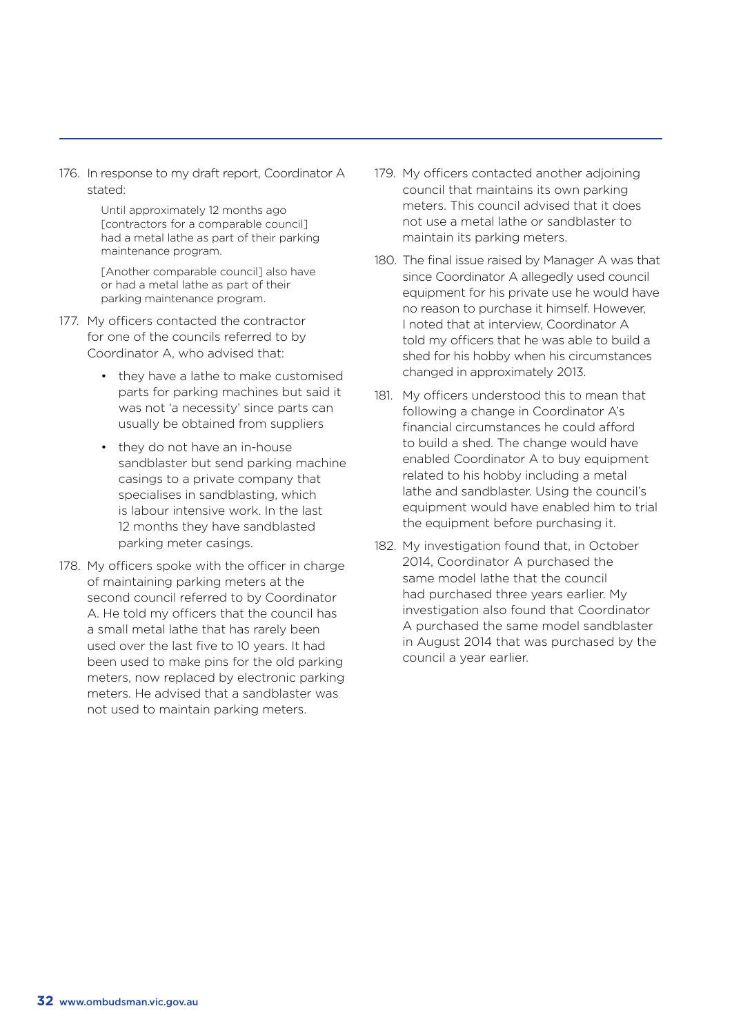176. In response to my draft report, Coordinator A stated:

> Until approximately 12 months ago [contractors for a comparable council] had a metal lathe as part of their parking maintenance program.
>
> [Another comparable council] also have or had a metal lathe as part of their parking maintenance program.

177. My officers contacted the contractor for one of the councils referred to by Coordinator A, who advised that:

    - they have a lathe to make customised parts for parking machines but said it was not 'a necessity' since parts can usually be obtained from suppliers
    - they do not have an in-house sandblaster but send parking machine casings to a private company that specialises in sandblasting, which is labour intensive work. In the last 12 months they have sandblasted parking meter casings.

178. My officers spoke with the officer in charge of maintaining parking meters at the second council referred to by Coordinator A. He told my officers that the council has a small metal lathe that has rarely been used over the last five to 10 years. It had been used to make pins for the old parking meters, now replaced by electronic parking meters. He advised that a sandblaster was not used to maintain parking meters.

179. My officers contacted another adjoining council that maintains its own parking meters. This council advised that it does not use a metal lathe or sandblaster to maintain its parking meters.

180. The final issue raised by Manager A was that since Coordinator A allegedly used council equipment for his private use he would have no reason to purchase it himself. However, I noted that at interview, Coordinator A told my officers that he was able to build a shed for his hobby when his circumstances changed in approximately 2013.

181. My officers understood this to mean that following a change in Coordinator A's financial circumstances he could afford to build a shed. The change would have enabled Coordinator A to buy equipment related to his hobby including a metal lathe and sandblaster. Using the council's equipment would have enabled him to trial the equipment before purchasing it.

182. My investigation found that, in October 2014, Coordinator A purchased the same model lathe that the council had purchased three years earlier. My investigation also found that Coordinator A purchased the same model sandblaster in August 2014 that was purchased by the council a year earlier.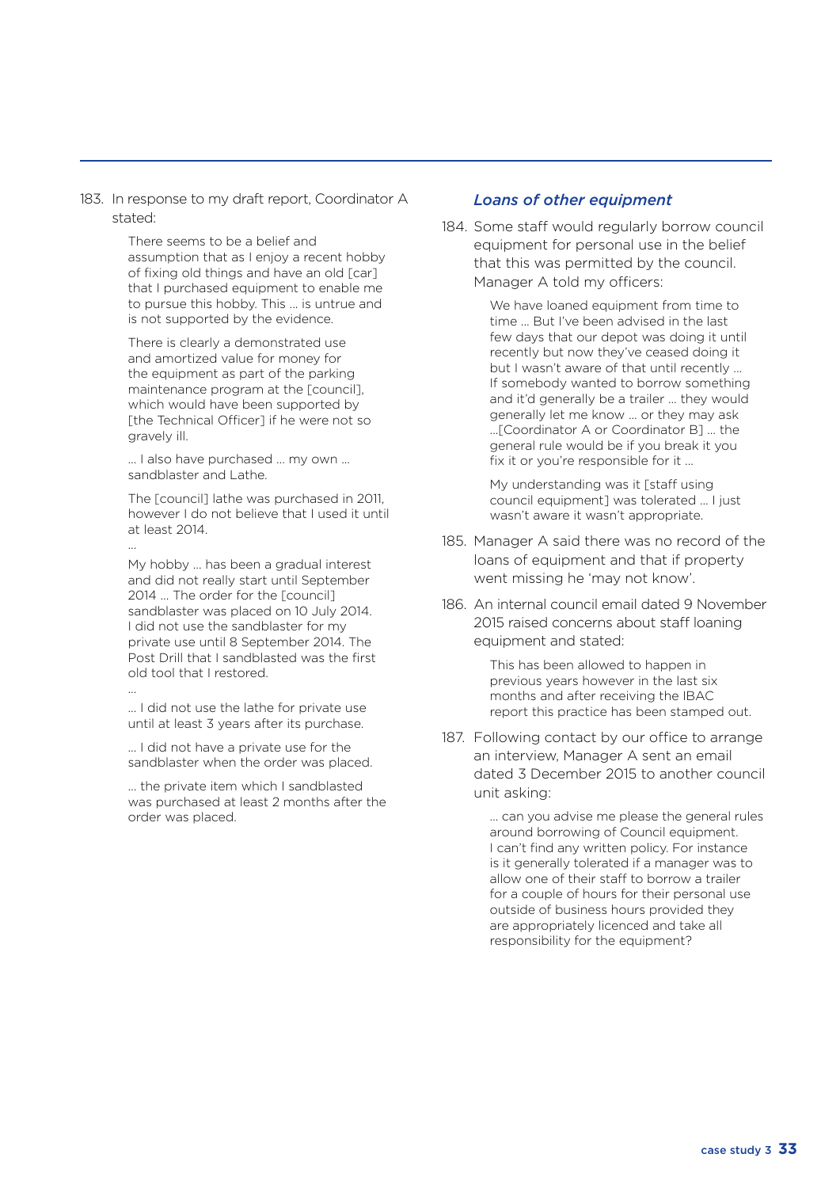183. In response to my draft report, Coordinator A stated:

> There seems to be a belief and assumption that as I enjoy a recent hobby of fixing old things and have an old [car] that I purchased equipment to enable me to pursue this hobby. This … is untrue and is not supported by the evidence.
>
> There is clearly a demonstrated use and amortized value for money for the equipment as part of the parking maintenance program at the [council], which would have been supported by [the Technical Officer] if he were not so gravely ill.
>
> … I also have purchased … my own … sandblaster and Lathe.
>
> The [council] lathe was purchased in 2011, however I do not believe that I used it until at least 2014.
>
> …
>
> My hobby … has been a gradual interest and did not really start until September 2014 … The order for the [council] sandblaster was placed on 10 July 2014. I did not use the sandblaster for my private use until 8 September 2014. The Post Drill that I sandblasted was the first old tool that I restored.
>
> …
>
> … I did not use the lathe for private use until at least 3 years after its purchase.
>
> … I did not have a private use for the sandblaster when the order was placed.
>
> … the private item which I sandblasted was purchased at least 2 months after the order was placed.

### *Loans of other equipment*

184. Some staff would regularly borrow council equipment for personal use in the belief that this was permitted by the council. Manager A told my officers:

> We have loaned equipment from time to time … But I've been advised in the last few days that our depot was doing it until recently but now they've ceased doing it but I wasn't aware of that until recently … If somebody wanted to borrow something and it'd generally be a trailer … they would generally let me know … or they may ask …[Coordinator A or Coordinator B] … the general rule would be if you break it you fix it or you're responsible for it …
>
> My understanding was it [staff using council equipment] was tolerated … I just wasn't aware it wasn't appropriate.

185. Manager A said there was no record of the loans of equipment and that if property went missing he 'may not know'.

186. An internal council email dated 9 November 2015 raised concerns about staff loaning equipment and stated:

> This has been allowed to happen in previous years however in the last six months and after receiving the IBAC report this practice has been stamped out.

187. Following contact by our office to arrange an interview, Manager A sent an email dated 3 December 2015 to another council unit asking:

> … can you advise me please the general rules around borrowing of Council equipment. I can't find any written policy. For instance is it generally tolerated if a manager was to allow one of their staff to borrow a trailer for a couple of hours for their personal use outside of business hours provided they are appropriately licenced and take all responsibility for the equipment?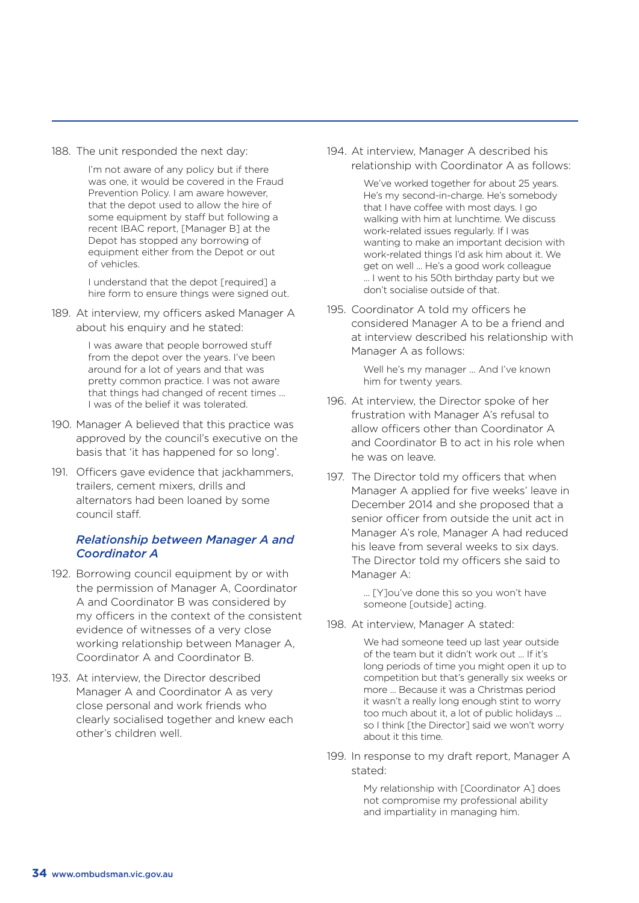188. The unit responded the next day:

> I'm not aware of any policy but if there was one, it would be covered in the Fraud Prevention Policy. I am aware however, that the depot used to allow the hire of some equipment by staff but following a recent IBAC report, [Manager B] at the Depot has stopped any borrowing of equipment either from the Depot or out of vehicles.
>
> I understand that the depot [required] a hire form to ensure things were signed out.

189. At interview, my officers asked Manager A about his enquiry and he stated:

> I was aware that people borrowed stuff from the depot over the years. I've been around for a lot of years and that was pretty common practice. I was not aware that things had changed of recent times … I was of the belief it was tolerated.

190. Manager A believed that this practice was approved by the council's executive on the basis that 'it has happened for so long'.

191. Officers gave evidence that jackhammers, trailers, cement mixers, drills and alternators had been loaned by some council staff.

### *Relationship between Manager A and Coordinator A*

192. Borrowing council equipment by or with the permission of Manager A, Coordinator A and Coordinator B was considered by my officers in the context of the consistent evidence of witnesses of a very close working relationship between Manager A, Coordinator A and Coordinator B.

193. At interview, the Director described Manager A and Coordinator A as very close personal and work friends who clearly socialised together and knew each other's children well.

194. At interview, Manager A described his relationship with Coordinator A as follows:

> We've worked together for about 25 years. He's my second-in-charge. He's somebody that I have coffee with most days. I go walking with him at lunchtime. We discuss work-related issues regularly. If I was wanting to make an important decision with work-related things I'd ask him about it. We get on well … He's a good work colleague … I went to his 50th birthday party but we don't socialise outside of that.

195. Coordinator A told my officers he considered Manager A to be a friend and at interview described his relationship with Manager A as follows:

> Well he's my manager … And I've known him for twenty years.

196. At interview, the Director spoke of her frustration with Manager A's refusal to allow officers other than Coordinator A and Coordinator B to act in his role when he was on leave.

197. The Director told my officers that when Manager A applied for five weeks' leave in December 2014 and she proposed that a senior officer from outside the unit act in Manager A's role, Manager A had reduced his leave from several weeks to six days. The Director told my officers she said to Manager A:

> … [Y]ou've done this so you won't have someone [outside] acting.

198. At interview, Manager A stated:

> We had someone teed up last year outside of the team but it didn't work out … If it's long periods of time you might open it up to competition but that's generally six weeks or more … Because it was a Christmas period it wasn't a really long enough stint to worry too much about it, a lot of public holidays … so I think [the Director] said we won't worry about it this time.

199. In response to my draft report, Manager A stated:

> My relationship with [Coordinator A] does not compromise my professional ability and impartiality in managing him.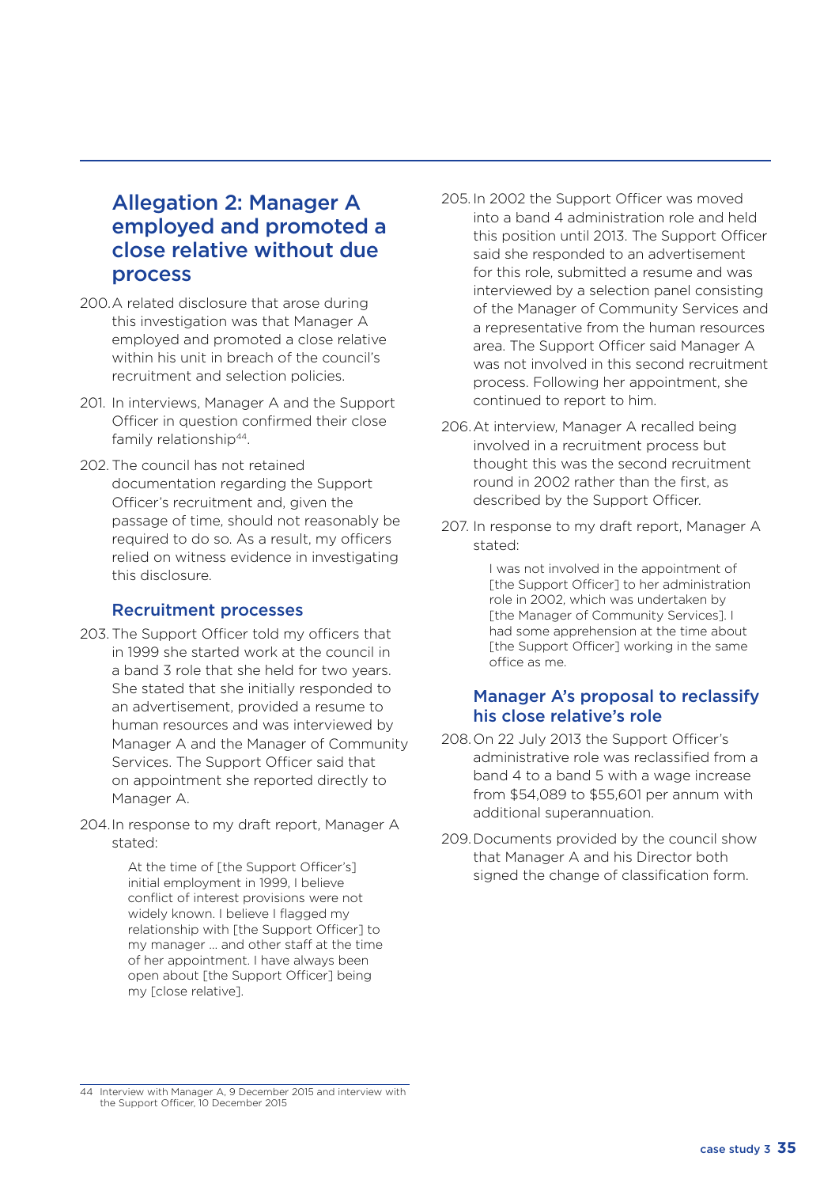## Allegation 2: Manager A employed and promoted a close relative without due process

200. A related disclosure that arose during this investigation was that Manager A employed and promoted a close relative within his unit in breach of the council's recruitment and selection policies.

201. In interviews, Manager A and the Support Officer in question confirmed their close family relationship[44].

202. The council has not retained documentation regarding the Support Officer's recruitment and, given the passage of time, should not reasonably be required to do so. As a result, my officers relied on witness evidence in investigating this disclosure.

### Recruitment processes

203. The Support Officer told my officers that in 1999 she started work at the council in a band 3 role that she held for two years. She stated that she initially responded to an advertisement, provided a resume to human resources and was interviewed by Manager A and the Manager of Community Services. The Support Officer said that on appointment she reported directly to Manager A.

204. In response to my draft report, Manager A stated:

> At the time of [the Support Officer's] initial employment in 1999, I believe conflict of interest provisions were not widely known. I believe I flagged my relationship with [the Support Officer] to my manager … and other staff at the time of her appointment. I have always been open about [the Support Officer] being my [close relative].

205. In 2002 the Support Officer was moved into a band 4 administration role and held this position until 2013. The Support Officer said she responded to an advertisement for this role, submitted a resume and was interviewed by a selection panel consisting of the Manager of Community Services and a representative from the human resources area. The Support Officer said Manager A was not involved in this second recruitment process. Following her appointment, she continued to report to him.

206. At interview, Manager A recalled being involved in a recruitment process but thought this was the second recruitment round in 2002 rather than the first, as described by the Support Officer.

207. In response to my draft report, Manager A stated:

> I was not involved in the appointment of [the Support Officer] to her administration role in 2002, which was undertaken by [the Manager of Community Services]. I had some apprehension at the time about [the Support Officer] working in the same office as me.

### Manager A's proposal to reclassify his close relative's role

208. On 22 July 2013 the Support Officer's administrative role was reclassified from a band 4 to a band 5 with a wage increase from $54,089 to $55,601 per annum with additional superannuation.

209. Documents provided by the council show that Manager A and his Director both signed the change of classification form.

---

44 Interview with Manager A, 9 December 2015 and interview with the Support Officer, 10 December 2015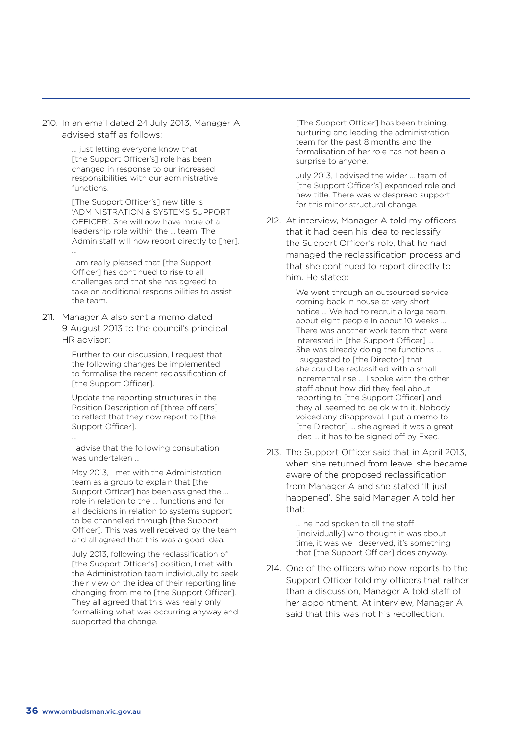210. In an email dated 24 July 2013, Manager A advised staff as follows:

> … just letting everyone know that [the Support Officer's] role has been changed in response to our increased responsibilities with our administrative functions.
>
> [The Support Officer's] new title is 'ADMINISTRATION & SYSTEMS SUPPORT OFFICER'. She will now have more of a leadership role within the … team. The Admin staff will now report directly to [her].
>
> …
>
> I am really pleased that [the Support Officer] has continued to rise to all challenges and that she has agreed to take on additional responsibilities to assist the team.

211. Manager A also sent a memo dated 9 August 2013 to the council's principal HR advisor:

> Further to our discussion, I request that the following changes be implemented to formalise the recent reclassification of [the Support Officer].
>
> Update the reporting structures in the Position Description of [three officers] to reflect that they now report to [the Support Officer].
>
> …
>
> I advise that the following consultation was undertaken …
>
> May 2013, I met with the Administration team as a group to explain that [the Support Officer] has been assigned the … role in relation to the … functions and for all decisions in relation to systems support to be channelled through [the Support Officer]. This was well received by the team and all agreed that this was a good idea.
>
> July 2013, following the reclassification of [the Support Officer's] position, I met with the Administration team individually to seek their view on the idea of their reporting line changing from me to [the Support Officer]. They all agreed that this was really only formalising what was occurring anyway and supported the change.
>
> [The Support Officer] has been training, nurturing and leading the administration team for the past 8 months and the formalisation of her role has not been a surprise to anyone.
>
> July 2013, I advised the wider … team of [the Support Officer's] expanded role and new title. There was widespread support for this minor structural change.

212. At interview, Manager A told my officers that it had been his idea to reclassify the Support Officer's role, that he had managed the reclassification process and that she continued to report directly to him. He stated:

> We went through an outsourced service coming back in house at very short notice … We had to recruit a large team, about eight people in about 10 weeks … There was another work team that were interested in [the Support Officer] … She was already doing the functions … I suggested to [the Director] that she could be reclassified with a small incremental rise … I spoke with the other staff about how did they feel about reporting to [the Support Officer] and they all seemed to be ok with it. Nobody voiced any disapproval. I put a memo to [the Director] … she agreed it was a great idea … it has to be signed off by Exec.

213. The Support Officer said that in April 2013, when she returned from leave, she became aware of the proposed reclassification from Manager A and she stated 'It just happened'. She said Manager A told her that:

> … he had spoken to all the staff [individually] who thought it was about time, it was well deserved, it's something that [the Support Officer] does anyway.

214. One of the officers who now reports to the Support Officer told my officers that rather than a discussion, Manager A told staff of her appointment. At interview, Manager A said that this was not his recollection.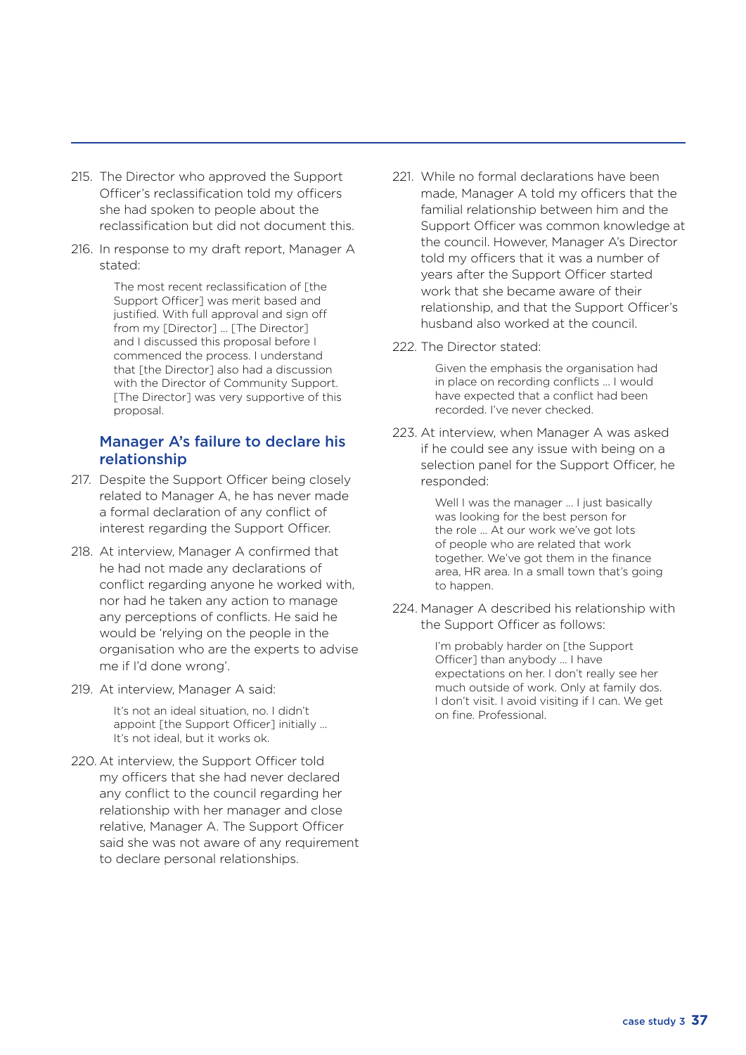215. The Director who approved the Support Officer's reclassification told my officers she had spoken to people about the reclassification but did not document this.

216. In response to my draft report, Manager A stated:

> The most recent reclassification of [the Support Officer] was merit based and justified. With full approval and sign off from my [Director] … [The Director] and I discussed this proposal before I commenced the process. I understand that [the Director] also had a discussion with the Director of Community Support. [The Director] was very supportive of this proposal.

### Manager A's failure to declare his relationship

217. Despite the Support Officer being closely related to Manager A, he has never made a formal declaration of any conflict of interest regarding the Support Officer.

218. At interview, Manager A confirmed that he had not made any declarations of conflict regarding anyone he worked with, nor had he taken any action to manage any perceptions of conflicts. He said he would be 'relying on the people in the organisation who are the experts to advise me if I'd done wrong'.

219. At interview, Manager A said:

> It's not an ideal situation, no. I didn't appoint [the Support Officer] initially … It's not ideal, but it works ok.

220. At interview, the Support Officer told my officers that she had never declared any conflict to the council regarding her relationship with her manager and close relative, Manager A. The Support Officer said she was not aware of any requirement to declare personal relationships.

221. While no formal declarations have been made, Manager A told my officers that the familial relationship between him and the Support Officer was common knowledge at the council. However, Manager A's Director told my officers that it was a number of years after the Support Officer started work that she became aware of their relationship, and that the Support Officer's husband also worked at the council.

222. The Director stated:

> Given the emphasis the organisation had in place on recording conflicts … I would have expected that a conflict had been recorded. I've never checked.

223. At interview, when Manager A was asked if he could see any issue with being on a selection panel for the Support Officer, he responded:

> Well I was the manager … I just basically was looking for the best person for the role … At our work we've got lots of people who are related that work together. We've got them in the finance area, HR area. In a small town that's going to happen.

224. Manager A described his relationship with the Support Officer as follows:

> I'm probably harder on [the Support Officer] than anybody … I have expectations on her. I don't really see her much outside of work. Only at family dos. I don't visit. I avoid visiting if I can. We get on fine. Professional.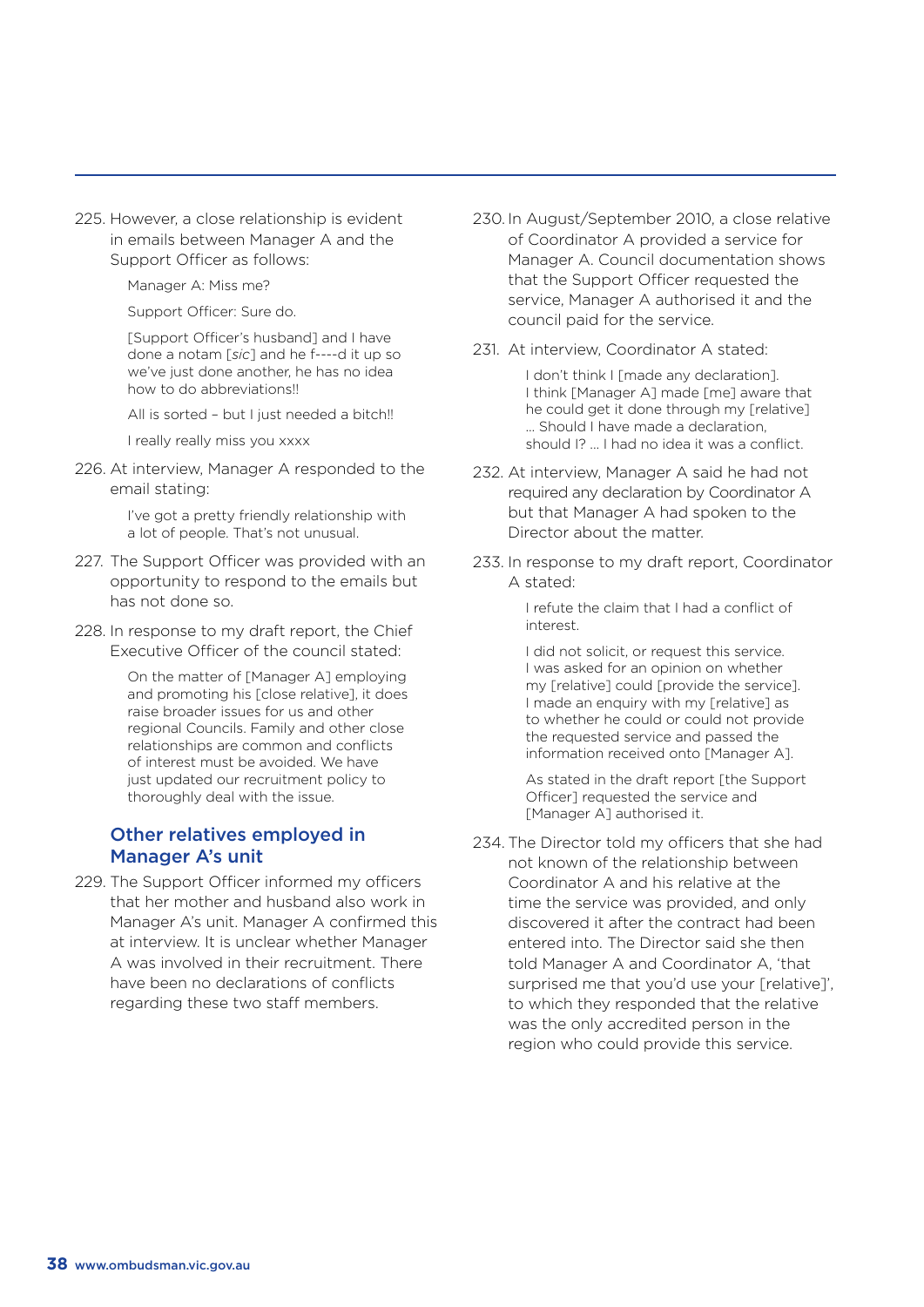225. However, a close relationship is evident in emails between Manager A and the Support Officer as follows:

> Manager A: Miss me?
>
> Support Officer: Sure do.
>
> [Support Officer's husband] and I have done a notam [*sic*] and he f----d it up so we've just done another, he has no idea how to do abbreviations!!
>
> All is sorted – but I just needed a bitch!!
>
> I really really miss you xxxx

226. At interview, Manager A responded to the email stating:

> I've got a pretty friendly relationship with a lot of people. That's not unusual.

227. The Support Officer was provided with an opportunity to respond to the emails but has not done so.

228. In response to my draft report, the Chief Executive Officer of the council stated:

> On the matter of [Manager A] employing and promoting his [close relative], it does raise broader issues for us and other regional Councils. Family and other close relationships are common and conflicts of interest must be avoided. We have just updated our recruitment policy to thoroughly deal with the issue.

### Other relatives employed in Manager A's unit

229. The Support Officer informed my officers that her mother and husband also work in Manager A's unit. Manager A confirmed this at interview. It is unclear whether Manager A was involved in their recruitment. There have been no declarations of conflicts regarding these two staff members.

230. In August/September 2010, a close relative of Coordinator A provided a service for Manager A. Council documentation shows that the Support Officer requested the service, Manager A authorised it and the council paid for the service.

231. At interview, Coordinator A stated:

> I don't think I [made any declaration]. I think [Manager A] made [me] aware that he could get it done through my [relative] … Should I have made a declaration, should I? … I had no idea it was a conflict.

232. At interview, Manager A said he had not required any declaration by Coordinator A but that Manager A had spoken to the Director about the matter.

233. In response to my draft report, Coordinator A stated:

> I refute the claim that I had a conflict of interest.
>
> I did not solicit, or request this service. I was asked for an opinion on whether my [relative] could [provide the service]. I made an enquiry with my [relative] as to whether he could or could not provide the requested service and passed the information received onto [Manager A].
>
> As stated in the draft report [the Support Officer] requested the service and [Manager A] authorised it.

234. The Director told my officers that she had not known of the relationship between Coordinator A and his relative at the time the service was provided, and only discovered it after the contract had been entered into. The Director said she then told Manager A and Coordinator A, 'that surprised me that you'd use your [relative]', to which they responded that the relative was the only accredited person in the region who could provide this service.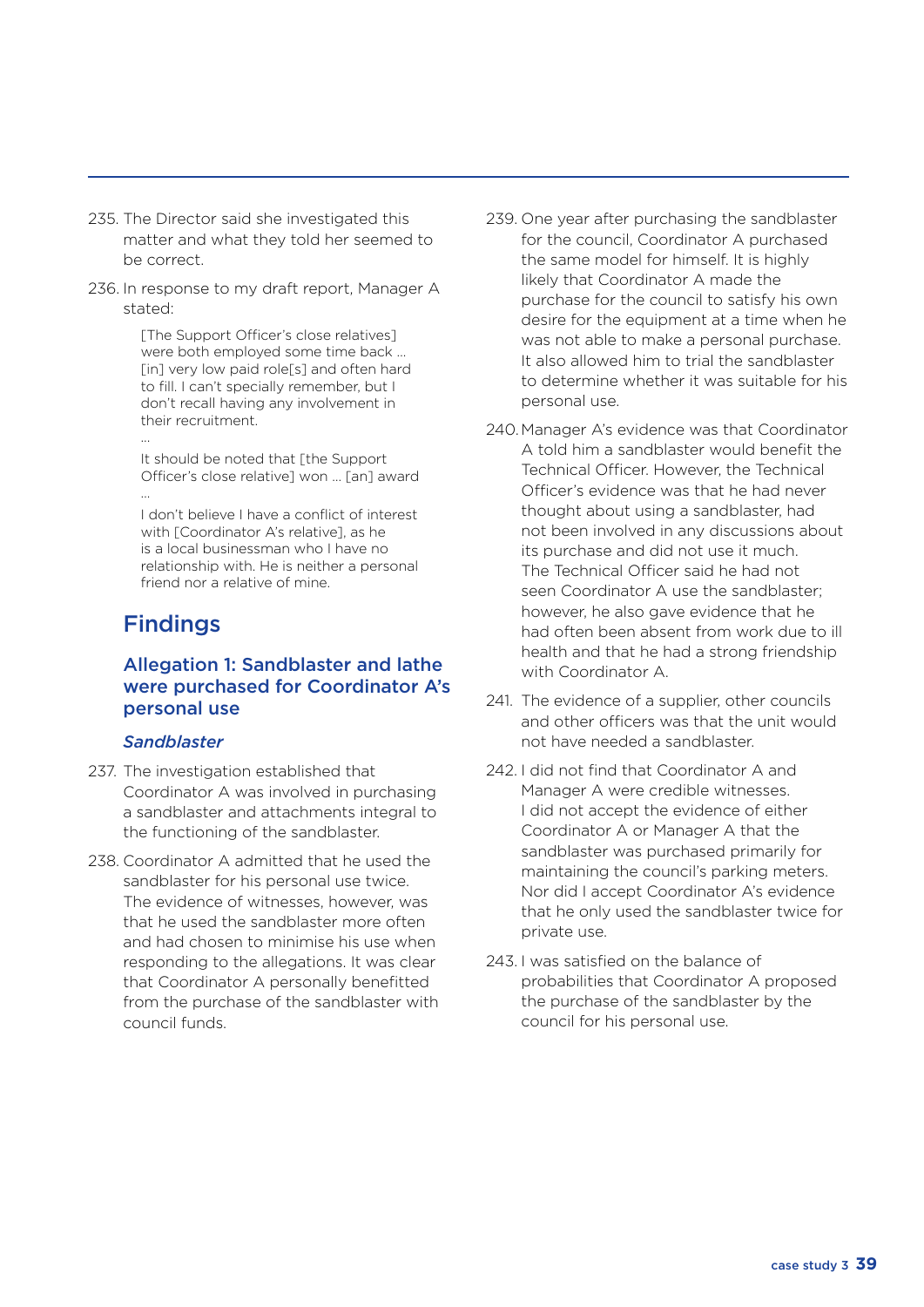235. The Director said she investigated this matter and what they told her seemed to be correct.

236. In response to my draft report, Manager A stated:

> [The Support Officer's close relatives] were both employed some time back … [in] very low paid role[s] and often hard to fill. I can't specially remember, but I don't recall having any involvement in their recruitment.
>
> …
>
> It should be noted that [the Support Officer's close relative] won … [an] award
>
> …
>
> I don't believe I have a conflict of interest with [Coordinator A's relative], as he is a local businessman who I have no relationship with. He is neither a personal friend nor a relative of mine.

## Findings

### Allegation 1: Sandblaster and lathe were purchased for Coordinator A's personal use

#### *Sandblaster*

237. The investigation established that Coordinator A was involved in purchasing a sandblaster and attachments integral to the functioning of the sandblaster.

238. Coordinator A admitted that he used the sandblaster for his personal use twice. The evidence of witnesses, however, was that he used the sandblaster more often and had chosen to minimise his use when responding to the allegations. It was clear that Coordinator A personally benefitted from the purchase of the sandblaster with council funds.

239. One year after purchasing the sandblaster for the council, Coordinator A purchased the same model for himself. It is highly likely that Coordinator A made the purchase for the council to satisfy his own desire for the equipment at a time when he was not able to make a personal purchase. It also allowed him to trial the sandblaster to determine whether it was suitable for his personal use.

240. Manager A's evidence was that Coordinator A told him a sandblaster would benefit the Technical Officer. However, the Technical Officer's evidence was that he had never thought about using a sandblaster, had not been involved in any discussions about its purchase and did not use it much. The Technical Officer said he had not seen Coordinator A use the sandblaster; however, he also gave evidence that he had often been absent from work due to ill health and that he had a strong friendship with Coordinator A.

241. The evidence of a supplier, other councils and other officers was that the unit would not have needed a sandblaster.

242. I did not find that Coordinator A and Manager A were credible witnesses. I did not accept the evidence of either Coordinator A or Manager A that the sandblaster was purchased primarily for maintaining the council's parking meters. Nor did I accept Coordinator A's evidence that he only used the sandblaster twice for private use.

243. I was satisfied on the balance of probabilities that Coordinator A proposed the purchase of the sandblaster by the council for his personal use.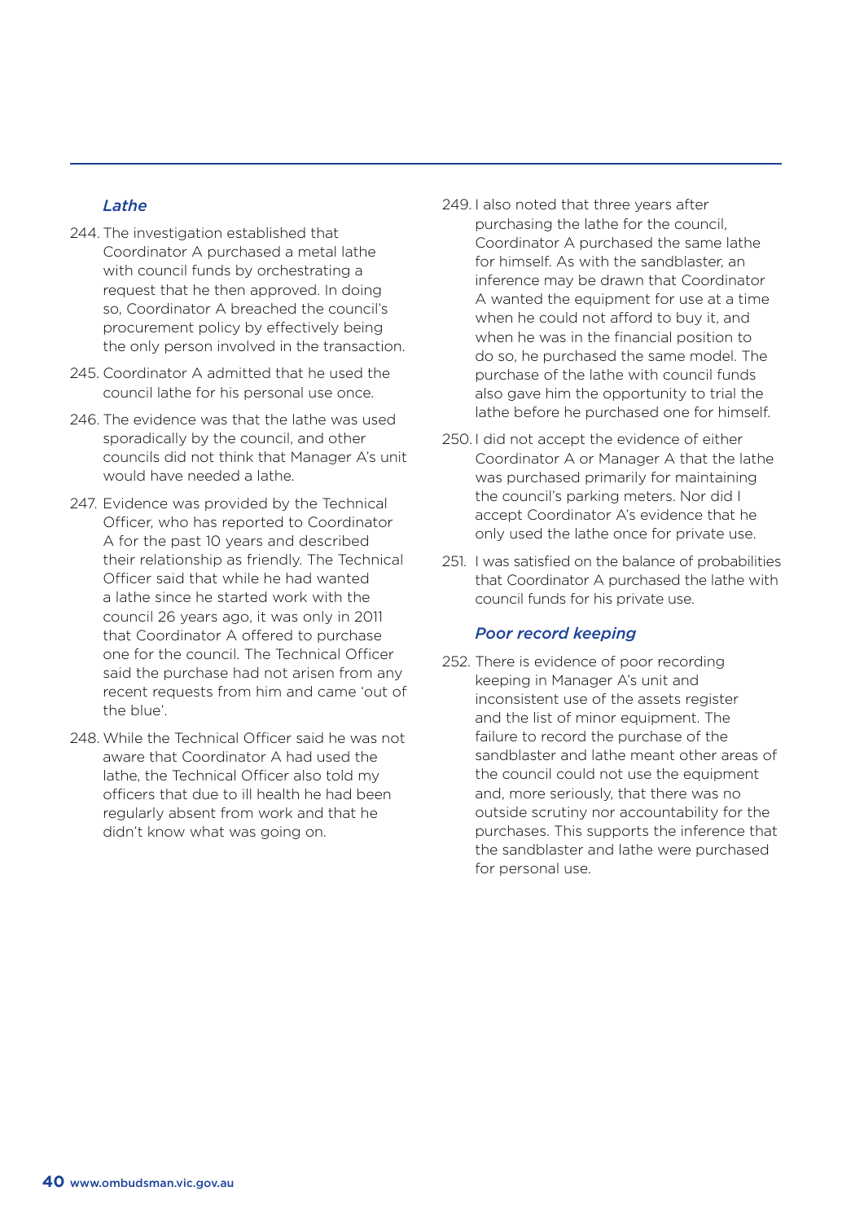### *Lathe*

244. The investigation established that Coordinator A purchased a metal lathe with council funds by orchestrating a request that he then approved. In doing so, Coordinator A breached the council's procurement policy by effectively being the only person involved in the transaction.

245. Coordinator A admitted that he used the council lathe for his personal use once.

246. The evidence was that the lathe was used sporadically by the council, and other councils did not think that Manager A's unit would have needed a lathe.

247. Evidence was provided by the Technical Officer, who has reported to Coordinator A for the past 10 years and described their relationship as friendly. The Technical Officer said that while he had wanted a lathe since he started work with the council 26 years ago, it was only in 2011 that Coordinator A offered to purchase one for the council. The Technical Officer said the purchase had not arisen from any recent requests from him and came 'out of the blue'.

248. While the Technical Officer said he was not aware that Coordinator A had used the lathe, the Technical Officer also told my officers that due to ill health he had been regularly absent from work and that he didn't know what was going on.

249. I also noted that three years after purchasing the lathe for the council, Coordinator A purchased the same lathe for himself. As with the sandblaster, an inference may be drawn that Coordinator A wanted the equipment for use at a time when he could not afford to buy it, and when he was in the financial position to do so, he purchased the same model. The purchase of the lathe with council funds also gave him the opportunity to trial the lathe before he purchased one for himself.

250. I did not accept the evidence of either Coordinator A or Manager A that the lathe was purchased primarily for maintaining the council's parking meters. Nor did I accept Coordinator A's evidence that he only used the lathe once for private use.

251. I was satisfied on the balance of probabilities that Coordinator A purchased the lathe with council funds for his private use.

### *Poor record keeping*

252. There is evidence of poor recording keeping in Manager A's unit and inconsistent use of the assets register and the list of minor equipment. The failure to record the purchase of the sandblaster and lathe meant other areas of the council could not use the equipment and, more seriously, that there was no outside scrutiny nor accountability for the purchases. This supports the inference that the sandblaster and lathe were purchased for personal use.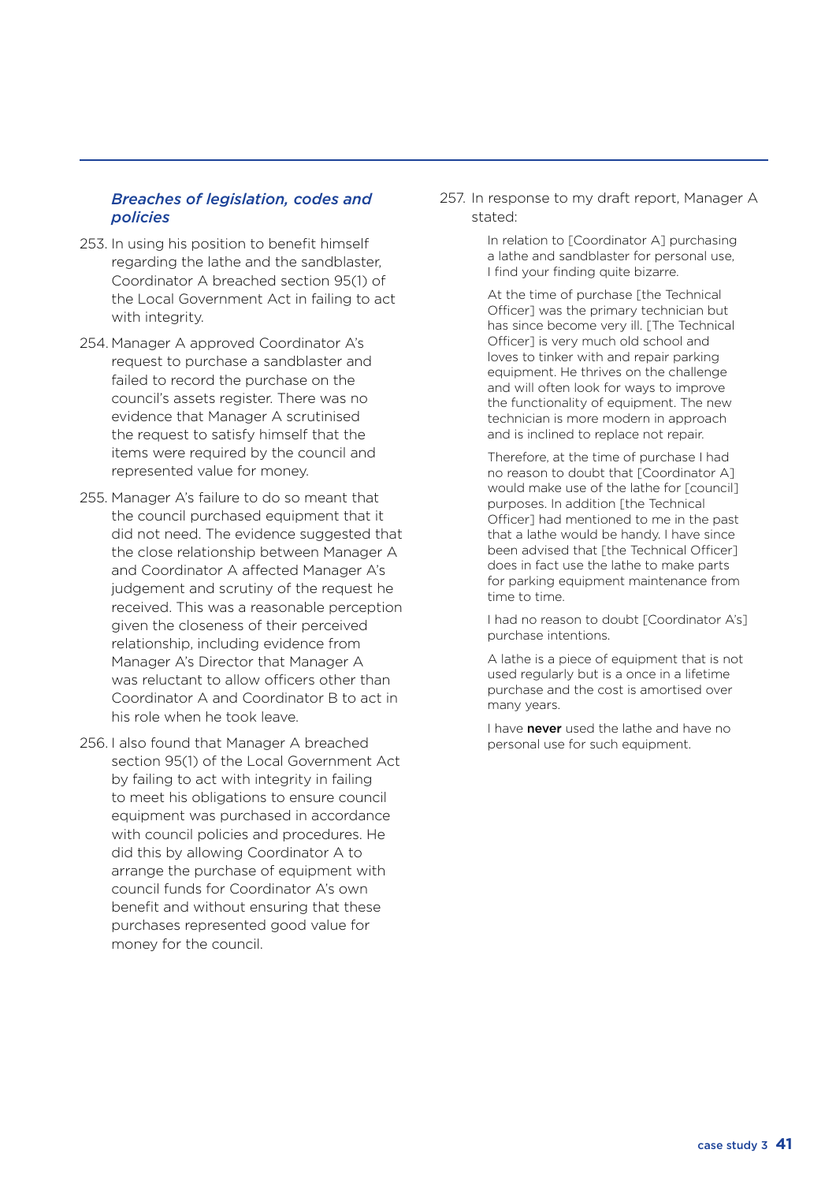### *Breaches of legislation, codes and policies*

253. In using his position to benefit himself regarding the lathe and the sandblaster, Coordinator A breached section 95(1) of the Local Government Act in failing to act with integrity.

254. Manager A approved Coordinator A's request to purchase a sandblaster and failed to record the purchase on the council's assets register. There was no evidence that Manager A scrutinised the request to satisfy himself that the items were required by the council and represented value for money.

255. Manager A's failure to do so meant that the council purchased equipment that it did not need. The evidence suggested that the close relationship between Manager A and Coordinator A affected Manager A's judgement and scrutiny of the request he received. This was a reasonable perception given the closeness of their perceived relationship, including evidence from Manager A's Director that Manager A was reluctant to allow officers other than Coordinator A and Coordinator B to act in his role when he took leave.

256. I also found that Manager A breached section 95(1) of the Local Government Act by failing to act with integrity in failing to meet his obligations to ensure council equipment was purchased in accordance with council policies and procedures. He did this by allowing Coordinator A to arrange the purchase of equipment with council funds for Coordinator A's own benefit and without ensuring that these purchases represented good value for money for the council.

257. In response to my draft report, Manager A stated:

> In relation to [Coordinator A] purchasing a lathe and sandblaster for personal use, I find your finding quite bizarre.
>
> At the time of purchase [the Technical Officer] was the primary technician but has since become very ill. [The Technical Officer] is very much old school and loves to tinker with and repair parking equipment. He thrives on the challenge and will often look for ways to improve the functionality of equipment. The new technician is more modern in approach and is inclined to replace not repair.
>
> Therefore, at the time of purchase I had no reason to doubt that [Coordinator A] would make use of the lathe for [council] purposes. In addition [the Technical Officer] had mentioned to me in the past that a lathe would be handy. I have since been advised that [the Technical Officer] does in fact use the lathe to make parts for parking equipment maintenance from time to time.
>
> I had no reason to doubt [Coordinator A's] purchase intentions.
>
> A lathe is a piece of equipment that is not used regularly but is a once in a lifetime purchase and the cost is amortised over many years.
>
> I have **never** used the lathe and have no personal use for such equipment.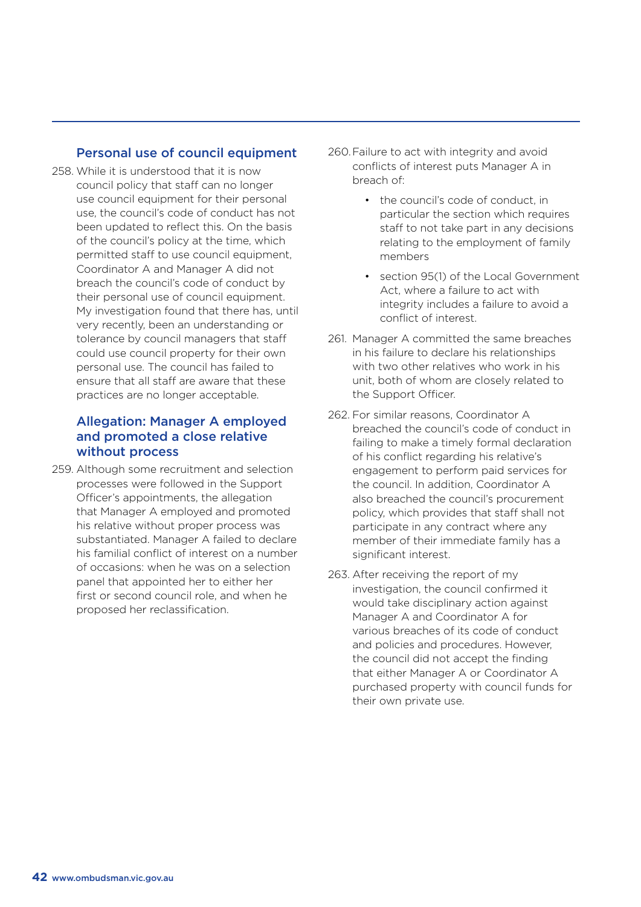### Personal use of council equipment

258. While it is understood that it is now council policy that staff can no longer use council equipment for their personal use, the council's code of conduct has not been updated to reflect this. On the basis of the council's policy at the time, which permitted staff to use council equipment, Coordinator A and Manager A did not breach the council's code of conduct by their personal use of council equipment. My investigation found that there has, until very recently, been an understanding or tolerance by council managers that staff could use council property for their own personal use. The council has failed to ensure that all staff are aware that these practices are no longer acceptable.

### Allegation: Manager A employed and promoted a close relative without process

259. Although some recruitment and selection processes were followed in the Support Officer's appointments, the allegation that Manager A employed and promoted his relative without proper process was substantiated. Manager A failed to declare his familial conflict of interest on a number of occasions: when he was on a selection panel that appointed her to either her first or second council role, and when he proposed her reclassification.

260. Failure to act with integrity and avoid conflicts of interest puts Manager A in breach of:

   - the council's code of conduct, in particular the section which requires staff to not take part in any decisions relating to the employment of family members
   - section 95(1) of the Local Government Act, where a failure to act with integrity includes a failure to avoid a conflict of interest.

261. Manager A committed the same breaches in his failure to declare his relationships with two other relatives who work in his unit, both of whom are closely related to the Support Officer.

262. For similar reasons, Coordinator A breached the council's code of conduct in failing to make a timely formal declaration of his conflict regarding his relative's engagement to perform paid services for the council. In addition, Coordinator A also breached the council's procurement policy, which provides that staff shall not participate in any contract where any member of their immediate family has a significant interest.

263. After receiving the report of my investigation, the council confirmed it would take disciplinary action against Manager A and Coordinator A for various breaches of its code of conduct and policies and procedures. However, the council did not accept the finding that either Manager A or Coordinator A purchased property with council funds for their own private use.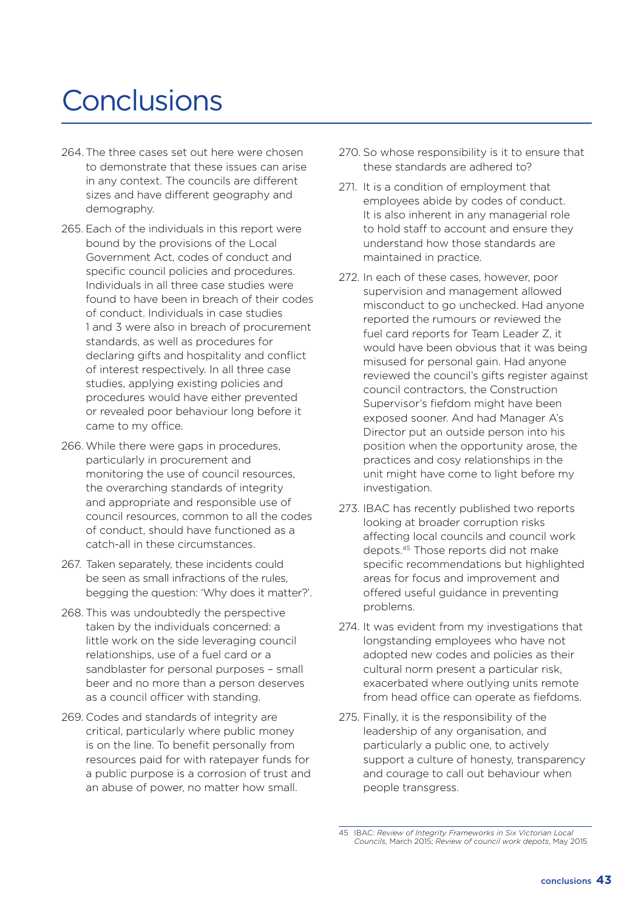# Conclusions

264. The three cases set out here were chosen to demonstrate that these issues can arise in any context. The councils are different sizes and have different geography and demography.

265. Each of the individuals in this report were bound by the provisions of the Local Government Act, codes of conduct and specific council policies and procedures. Individuals in all three case studies were found to have been in breach of their codes of conduct. Individuals in case studies 1 and 3 were also in breach of procurement standards, as well as procedures for declaring gifts and hospitality and conflict of interest respectively. In all three case studies, applying existing policies and procedures would have either prevented or revealed poor behaviour long before it came to my office.

266. While there were gaps in procedures, particularly in procurement and monitoring the use of council resources, the overarching standards of integrity and appropriate and responsible use of council resources, common to all the codes of conduct, should have functioned as a catch-all in these circumstances.

267. Taken separately, these incidents could be seen as small infractions of the rules, begging the question: 'Why does it matter?'.

268. This was undoubtedly the perspective taken by the individuals concerned: a little work on the side leveraging council relationships, use of a fuel card or a sandblaster for personal purposes – small beer and no more than a person deserves as a council officer with standing.

269. Codes and standards of integrity are critical, particularly where public money is on the line. To benefit personally from resources paid for with ratepayer funds for a public purpose is a corrosion of trust and an abuse of power, no matter how small.

270. So whose responsibility is it to ensure that these standards are adhered to?

271. It is a condition of employment that employees abide by codes of conduct. It is also inherent in any managerial role to hold staff to account and ensure they understand how those standards are maintained in practice.

272. In each of these cases, however, poor supervision and management allowed misconduct to go unchecked. Had anyone reported the rumours or reviewed the fuel card reports for Team Leader Z, it would have been obvious that it was being misused for personal gain. Had anyone reviewed the council's gifts register against council contractors, the Construction Supervisor's fiefdom might have been exposed sooner. And had Manager A's Director put an outside person into his position when the opportunity arose, the practices and cosy relationships in the unit might have come to light before my investigation.

273. IBAC has recently published two reports looking at broader corruption risks affecting local councils and council work depots.[45] Those reports did not make specific recommendations but highlighted areas for focus and improvement and offered useful guidance in preventing problems.

274. It was evident from my investigations that longstanding employees who have not adopted new codes and policies as their cultural norm present a particular risk, exacerbated where outlying units remote from head office can operate as fiefdoms.

275. Finally, it is the responsibility of the leadership of any organisation, and particularly a public one, to actively support a culture of honesty, transparency and courage to call out behaviour when people transgress.

---

45 IBAC: *Review of Integrity Frameworks in Six Victorian Local Councils*, March 2015; *Review of council work depots*, May 2015